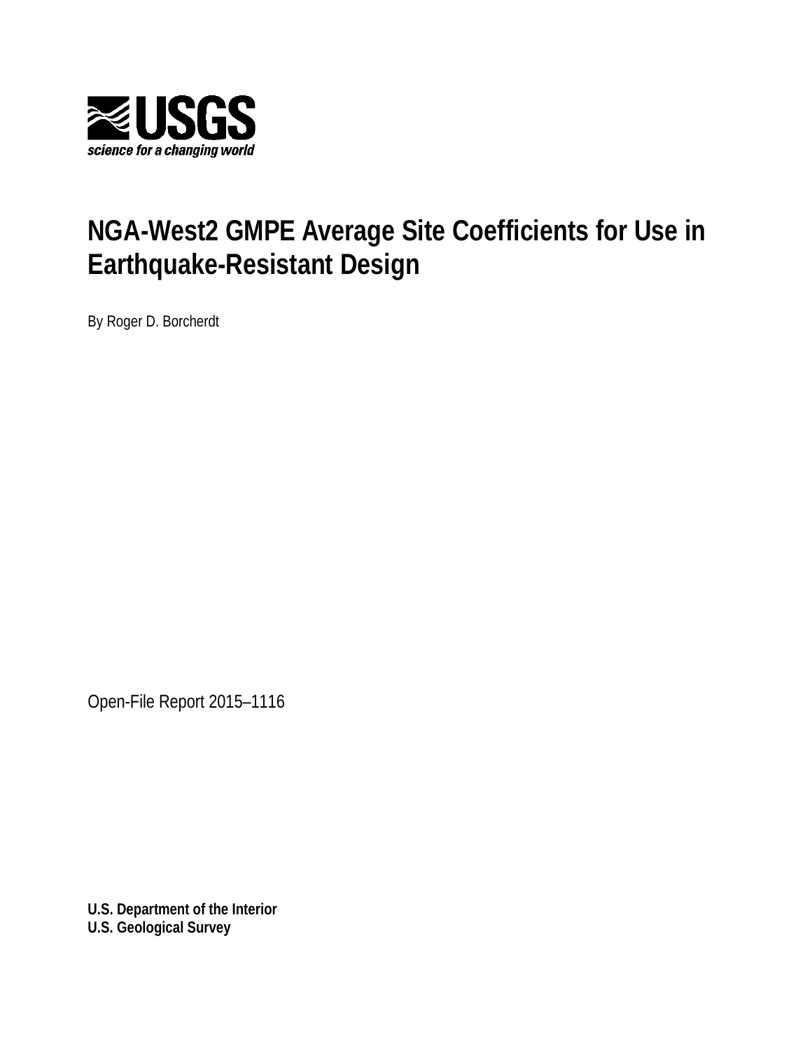USGS
science for a changing world

# NGA-West2 GMPE Average Site Coefficients for Use in Earthquake-Resistant Design

By Roger D. Borcherdt

Open-File Report 2015–1116

**U.S. Department of the Interior**
**U.S. Geological Survey**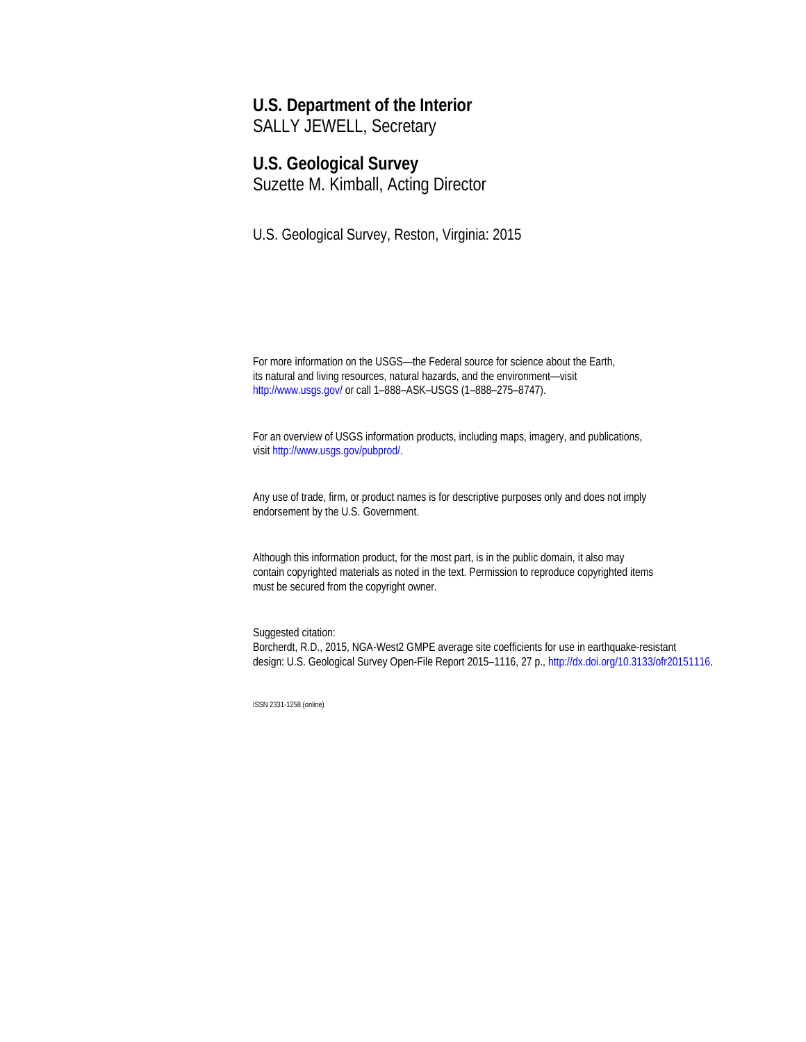**U.S. Department of the Interior**
SALLY JEWELL, Secretary

**U.S. Geological Survey**
Suzette M. Kimball, Acting Director

U.S. Geological Survey, Reston, Virginia: 2015

For more information on the USGS—the Federal source for science about the Earth, its natural and living resources, natural hazards, and the environment—visit http://www.usgs.gov/ or call 1–888–ASK–USGS (1–888–275–8747).

For an overview of USGS information products, including maps, imagery, and publications, visit http://www.usgs.gov/pubprod/.

Any use of trade, firm, or product names is for descriptive purposes only and does not imply endorsement by the U.S. Government.

Although this information product, for the most part, is in the public domain, it also may contain copyrighted materials as noted in the text. Permission to reproduce copyrighted items must be secured from the copyright owner.

Suggested citation:
Borcherdt, R.D., 2015, NGA-West2 GMPE average site coefficients for use in earthquake-resistant design: U.S. Geological Survey Open-File Report 2015–1116, 27 p., http://dx.doi.org/10.3133/ofr20151116.

ISSN 2331-1258 (online)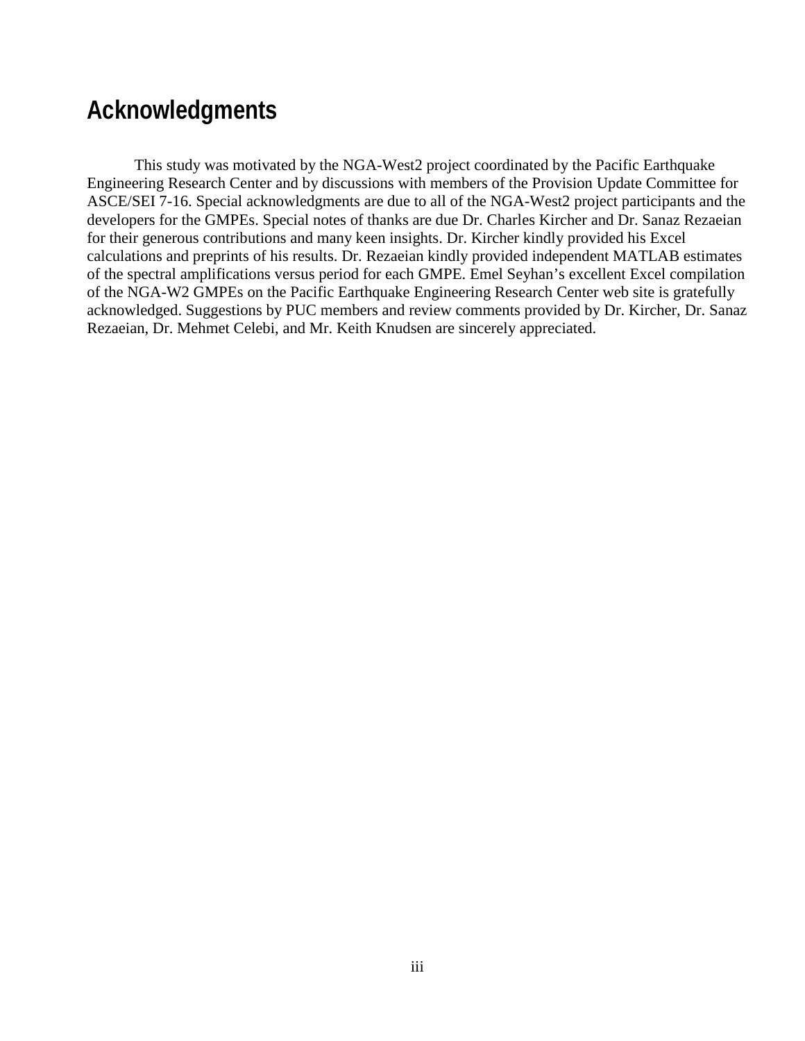# Acknowledgments

This study was motivated by the NGA-West2 project coordinated by the Pacific Earthquake Engineering Research Center and by discussions with members of the Provision Update Committee for ASCE/SEI 7-16. Special acknowledgments are due to all of the NGA-West2 project participants and the developers for the GMPEs. Special notes of thanks are due Dr. Charles Kircher and Dr. Sanaz Rezaeian for their generous contributions and many keen insights. Dr. Kircher kindly provided his Excel calculations and preprints of his results. Dr. Rezaeian kindly provided independent MATLAB estimates of the spectral amplifications versus period for each GMPE. Emel Seyhan's excellent Excel compilation of the NGA-W2 GMPEs on the Pacific Earthquake Engineering Research Center web site is gratefully acknowledged. Suggestions by PUC members and review comments provided by Dr. Kircher, Dr. Sanaz Rezaeian, Dr. Mehmet Celebi, and Mr. Keith Knudsen are sincerely appreciated.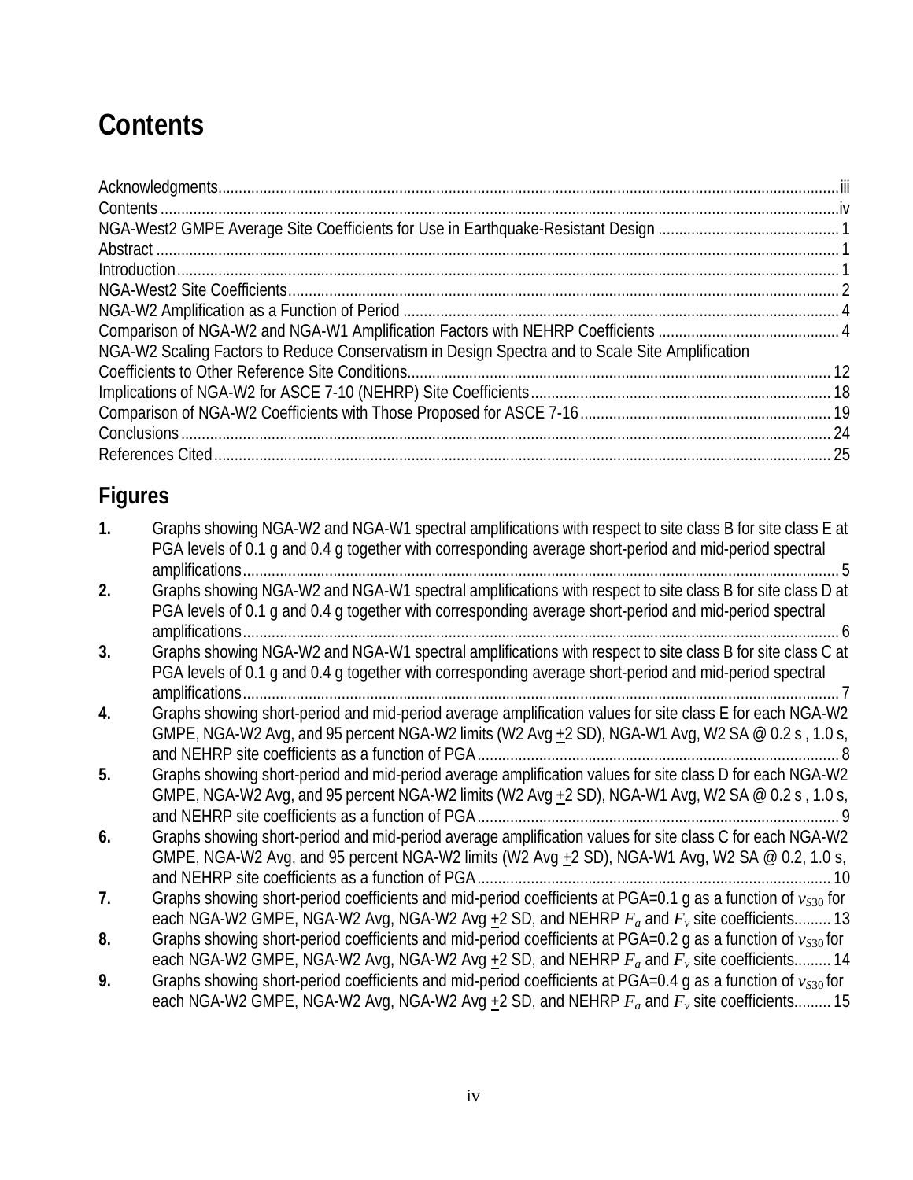# Contents

Acknowledgments .......... iii
Contents .......... iv
NGA-West2 GMPE Average Site Coefficients for Use in Earthquake-Resistant Design .......... 1
Abstract .......... 1
Introduction .......... 1
NGA-West2 Site Coefficients .......... 2
NGA-W2 Amplification as a Function of Period .......... 4
Comparison of NGA-W2 and NGA-W1 Amplification Factors with NEHRP Coefficients .......... 4
NGA-W2 Scaling Factors to Reduce Conservatism in Design Spectra and to Scale Site Amplification Coefficients to Other Reference Site Conditions .......... 12
Implications of NGA-W2 for ASCE 7-10 (NEHRP) Site Coefficients .......... 18
Comparison of NGA-W2 Coefficients with Those Proposed for ASCE 7-16 .......... 19
Conclusions .......... 24
References Cited .......... 25

## Figures

**1.** Graphs showing NGA-W2 and NGA-W1 spectral amplifications with respect to site class B for site class E at PGA levels of 0.1 g and 0.4 g together with corresponding average short-period and mid-period spectral amplifications .......... 5

**2.** Graphs showing NGA-W2 and NGA-W1 spectral amplifications with respect to site class B for site class D at PGA levels of 0.1 g and 0.4 g together with corresponding average short-period and mid-period spectral amplifications .......... 6

**3.** Graphs showing NGA-W2 and NGA-W1 spectral amplifications with respect to site class B for site class C at PGA levels of 0.1 g and 0.4 g together with corresponding average short-period and mid-period spectral amplifications .......... 7

**4.** Graphs showing short-period and mid-period average amplification values for site class E for each NGA-W2 GMPE, NGA-W2 Avg, and 95 percent NGA-W2 limits (W2 Avg ±2 SD), NGA-W1 Avg, W2 SA @ 0.2 s , 1.0 s, and NEHRP site coefficients as a function of PGA .......... 8

**5.** Graphs showing short-period and mid-period average amplification values for site class D for each NGA-W2 GMPE, NGA-W2 Avg, and 95 percent NGA-W2 limits (W2 Avg ±2 SD), NGA-W1 Avg, W2 SA @ 0.2 s , 1.0 s, and NEHRP site coefficients as a function of PGA .......... 9

**6.** Graphs showing short-period and mid-period average amplification values for site class C for each NGA-W2 GMPE, NGA-W2 Avg, and 95 percent NGA-W2 limits (W2 Avg ±2 SD), NGA-W1 Avg, W2 SA @ 0.2, 1.0 s, and NEHRP site coefficients as a function of PGA .......... 10

**7.** Graphs showing short-period coefficients and mid-period coefficients at PGA=0.1 g as a function of $v_{S30}$ for each NGA-W2 GMPE, NGA-W2 Avg, NGA-W2 Avg ±2 SD, and NEHRP $F_a$ and $F_v$ site coefficients .......... 13

**8.** Graphs showing short-period coefficients and mid-period coefficients at PGA=0.2 g as a function of $v_{S30}$ for each NGA-W2 GMPE, NGA-W2 Avg, NGA-W2 Avg ±2 SD, and NEHRP $F_a$ and $F_v$ site coefficients .......... 14

**9.** Graphs showing short-period coefficients and mid-period coefficients at PGA=0.4 g as a function of $v_{S30}$ for each NGA-W2 GMPE, NGA-W2 Avg, NGA-W2 Avg ±2 SD, and NEHRP $F_a$ and $F_v$ site coefficients .......... 15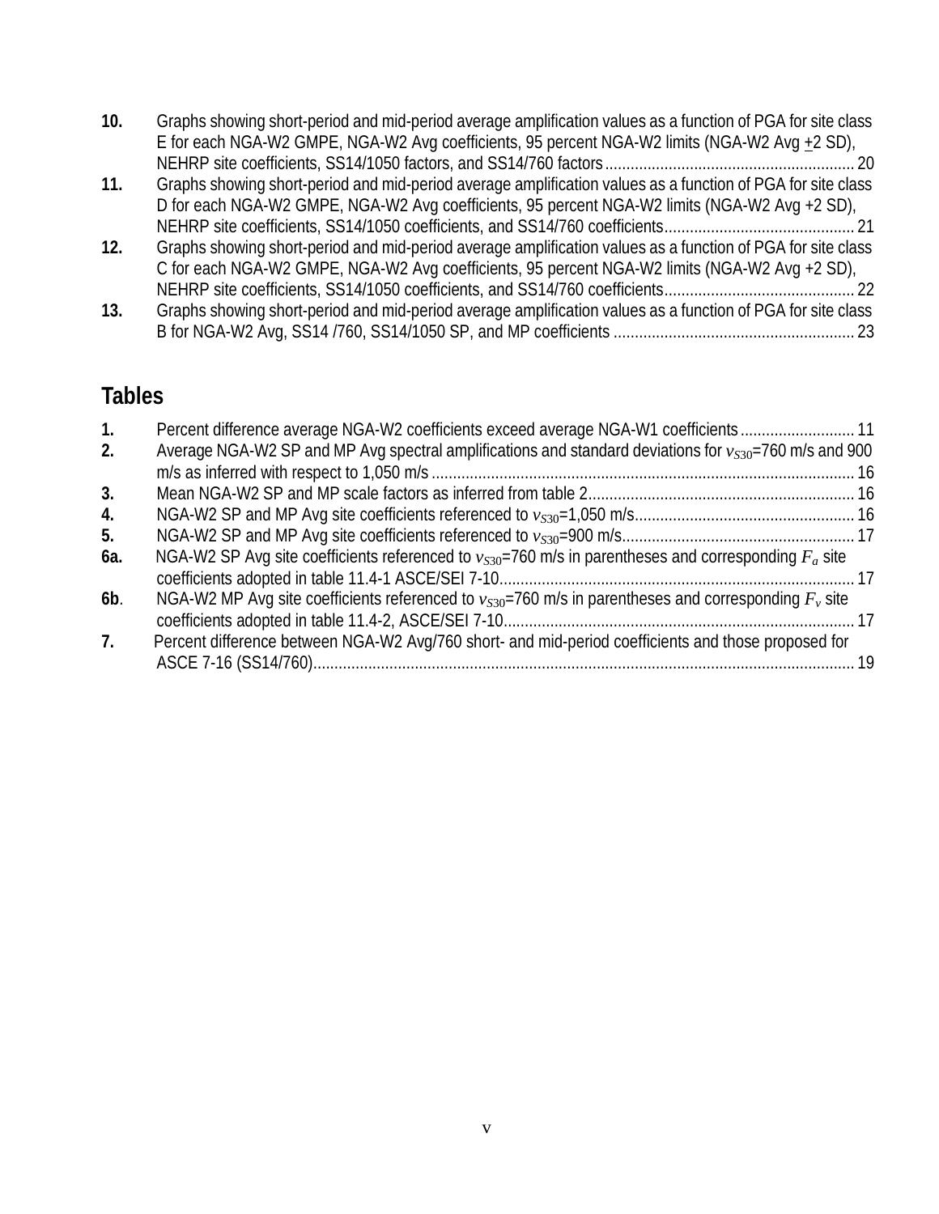**10.** Graphs showing short-period and mid-period average amplification values as a function of PGA for site class E for each NGA-W2 GMPE, NGA-W2 Avg coefficients, 95 percent NGA-W2 limits (NGA-W2 Avg ±2 SD), NEHRP site coefficients, SS14/1050 factors, and SS14/760 factors ........ 20

**11.** Graphs showing short-period and mid-period average amplification values as a function of PGA for site class D for each NGA-W2 GMPE, NGA-W2 Avg coefficients, 95 percent NGA-W2 limits (NGA-W2 Avg +2 SD), NEHRP site coefficients, SS14/1050 coefficients, and SS14/760 coefficients ........ 21

**12.** Graphs showing short-period and mid-period average amplification values as a function of PGA for site class C for each NGA-W2 GMPE, NGA-W2 Avg coefficients, 95 percent NGA-W2 limits (NGA-W2 Avg +2 SD), NEHRP site coefficients, SS14/1050 coefficients, and SS14/760 coefficients ........ 22

**13.** Graphs showing short-period and mid-period average amplification values as a function of PGA for site class B for NGA-W2 Avg, SS14 /760, SS14/1050 SP, and MP coefficients ........ 23

## Tables

**1.** Percent difference average NGA-W2 coefficients exceed average NGA-W1 coefficients ........ 11

**2.** Average NGA-W2 SP and MP Avg spectral amplifications and standard deviations for $v_{S30}$=760 m/s and 900 m/s as inferred with respect to 1,050 m/s ........ 16

**3.** Mean NGA-W2 SP and MP scale factors as inferred from table 2 ........ 16

**4.** NGA-W2 SP and MP Avg site coefficients referenced to $v_{S30}$=1,050 m/s ........ 16

**5.** NGA-W2 SP and MP Avg site coefficients referenced to $v_{S30}$=900 m/s ........ 17

**6a.** NGA-W2 SP Avg site coefficients referenced to $v_{S30}$=760 m/s in parentheses and corresponding $F_a$ site coefficients adopted in table 11.4-1 ASCE/SEI 7-10 ........ 17

**6b**. NGA-W2 MP Avg site coefficients referenced to $v_{S30}$=760 m/s in parentheses and corresponding $F_v$ site coefficients adopted in table 11.4-2, ASCE/SEI 7-10 ........ 17

**7.** Percent difference between NGA-W2 Avg/760 short- and mid-period coefficients and those proposed for ASCE 7-16 (SS14/760) ........ 19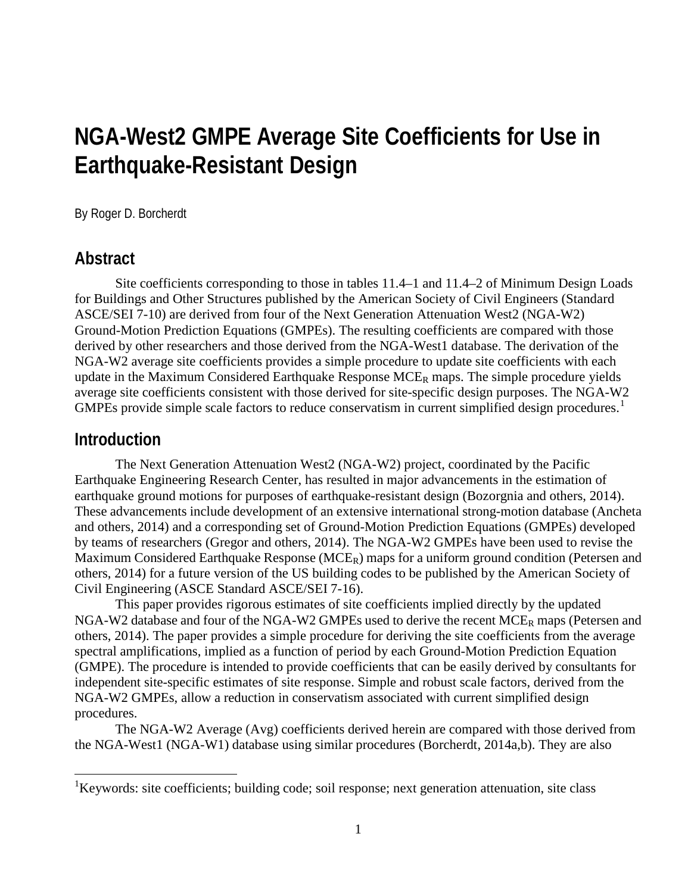# NGA-West2 GMPE Average Site Coefficients for Use in Earthquake-Resistant Design

By Roger D. Borcherdt

## Abstract

Site coefficients corresponding to those in tables 11.4–1 and 11.4–2 of Minimum Design Loads for Buildings and Other Structures published by the American Society of Civil Engineers (Standard ASCE/SEI 7-10) are derived from four of the Next Generation Attenuation West2 (NGA-W2) Ground-Motion Prediction Equations (GMPEs). The resulting coefficients are compared with those derived by other researchers and those derived from the NGA-West1 database. The derivation of the NGA-W2 average site coefficients provides a simple procedure to update site coefficients with each update in the Maximum Considered Earthquake Response $MCE_R$ maps. The simple procedure yields average site coefficients consistent with those derived for site-specific design purposes. The NGA-W2 GMPEs provide simple scale factors to reduce conservatism in current simplified design procedures.[1]

## Introduction

The Next Generation Attenuation West2 (NGA-W2) project, coordinated by the Pacific Earthquake Engineering Research Center, has resulted in major advancements in the estimation of earthquake ground motions for purposes of earthquake-resistant design (Bozorgnia and others, 2014). These advancements include development of an extensive international strong-motion database (Ancheta and others, 2014) and a corresponding set of Ground-Motion Prediction Equations (GMPEs) developed by teams of researchers (Gregor and others, 2014). The NGA-W2 GMPEs have been used to revise the Maximum Considered Earthquake Response ($MCE_R$) maps for a uniform ground condition (Petersen and others, 2014) for a future version of the US building codes to be published by the American Society of Civil Engineering (ASCE Standard ASCE/SEI 7-16).

This paper provides rigorous estimates of site coefficients implied directly by the updated NGA-W2 database and four of the NGA-W2 GMPEs used to derive the recent $MCE_R$ maps (Petersen and others, 2014). The paper provides a simple procedure for deriving the site coefficients from the average spectral amplifications, implied as a function of period by each Ground-Motion Prediction Equation (GMPE). The procedure is intended to provide coefficients that can be easily derived by consultants for independent site-specific estimates of site response. Simple and robust scale factors, derived from the NGA-W2 GMPEs, allow a reduction in conservatism associated with current simplified design procedures.

The NGA-W2 Average (Avg) coefficients derived herein are compared with those derived from the NGA-West1 (NGA-W1) database using similar procedures (Borcherdt, 2014a,b). They are also

[1]Keywords: site coefficients; building code; soil response; next generation attenuation, site class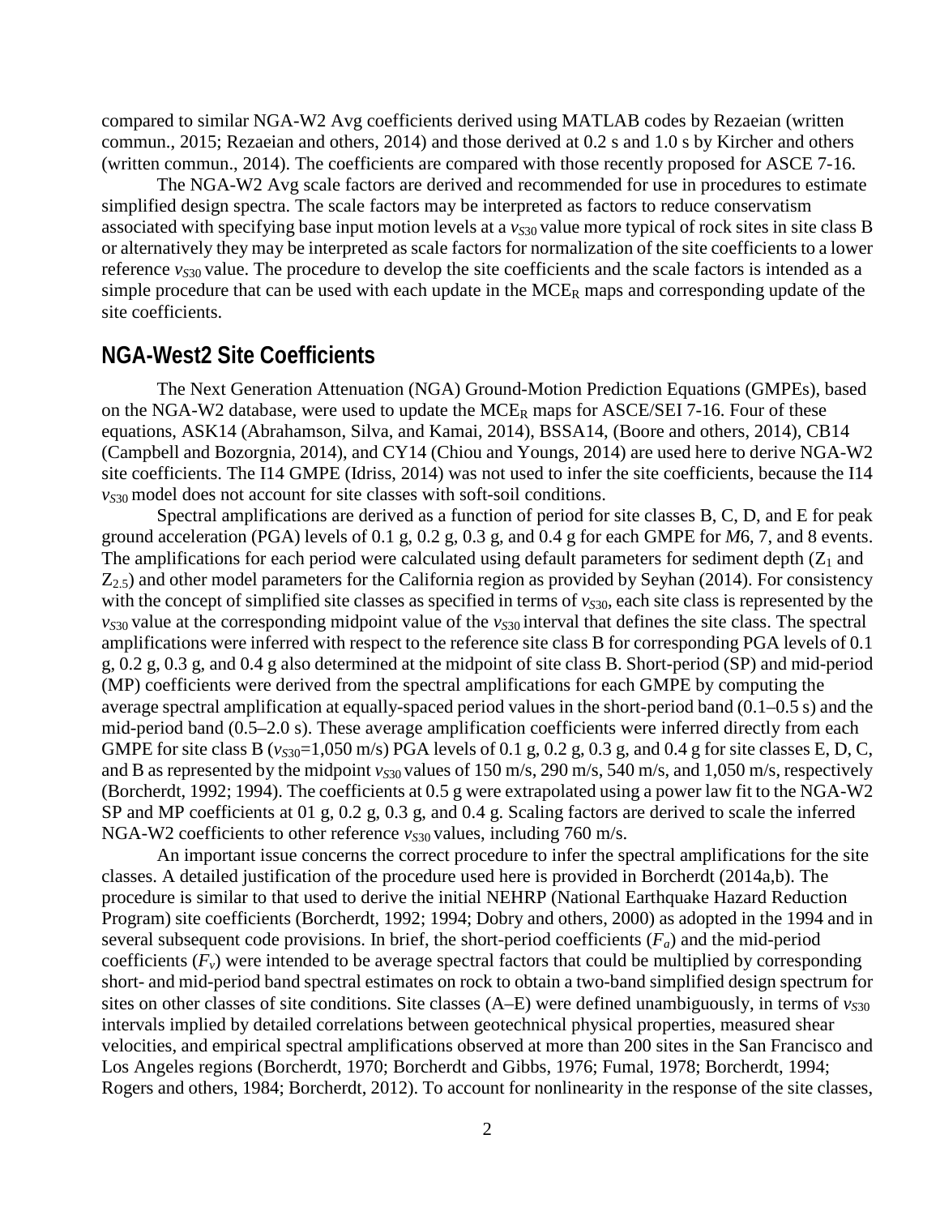compared to similar NGA-W2 Avg coefficients derived using MATLAB codes by Rezaeian (written commun., 2015; Rezaeian and others, 2014) and those derived at 0.2 s and 1.0 s by Kircher and others (written commun., 2014). The coefficients are compared with those recently proposed for ASCE 7-16.

The NGA-W2 Avg scale factors are derived and recommended for use in procedures to estimate simplified design spectra. The scale factors may be interpreted as factors to reduce conservatism associated with specifying base input motion levels at a $v_{S30}$ value more typical of rock sites in site class B or alternatively they may be interpreted as scale factors for normalization of the site coefficients to a lower reference $v_{S30}$ value. The procedure to develop the site coefficients and the scale factors is intended as a simple procedure that can be used with each update in the $MCE_R$ maps and corresponding update of the site coefficients.

## NGA-West2 Site Coefficients

The Next Generation Attenuation (NGA) Ground-Motion Prediction Equations (GMPEs), based on the NGA-W2 database, were used to update the $MCE_R$ maps for ASCE/SEI 7-16. Four of these equations, ASK14 (Abrahamson, Silva, and Kamai, 2014), BSSA14, (Boore and others, 2014), CB14 (Campbell and Bozorgnia, 2014), and CY14 (Chiou and Youngs, 2014) are used here to derive NGA-W2 site coefficients. The I14 GMPE (Idriss, 2014) was not used to infer the site coefficients, because the I14 $v_{S30}$ model does not account for site classes with soft-soil conditions.

Spectral amplifications are derived as a function of period for site classes B, C, D, and E for peak ground acceleration (PGA) levels of 0.1 g, 0.2 g, 0.3 g, and 0.4 g for each GMPE for *M*6, 7, and 8 events. The amplifications for each period were calculated using default parameters for sediment depth ($Z_1$ and $Z_{2.5}$) and other model parameters for the California region as provided by Seyhan (2014). For consistency with the concept of simplified site classes as specified in terms of $v_{S30}$, each site class is represented by the $v_{S30}$ value at the corresponding midpoint value of the $v_{S30}$ interval that defines the site class. The spectral amplifications were inferred with respect to the reference site class B for corresponding PGA levels of 0.1 g, 0.2 g, 0.3 g, and 0.4 g also determined at the midpoint of site class B. Short-period (SP) and mid-period (MP) coefficients were derived from the spectral amplifications for each GMPE by computing the average spectral amplification at equally-spaced period values in the short-period band (0.1–0.5 s) and the mid-period band (0.5–2.0 s). These average amplification coefficients were inferred directly from each GMPE for site class B ($v_{S30}$=1,050 m/s) PGA levels of 0.1 g, 0.2 g, 0.3 g, and 0.4 g for site classes E, D, C, and B as represented by the midpoint $v_{S30}$ values of 150 m/s, 290 m/s, 540 m/s, and 1,050 m/s, respectively (Borcherdt, 1992; 1994). The coefficients at 0.5 g were extrapolated using a power law fit to the NGA-W2 SP and MP coefficients at 01 g, 0.2 g, 0.3 g, and 0.4 g. Scaling factors are derived to scale the inferred NGA-W2 coefficients to other reference $v_{S30}$ values, including 760 m/s.

An important issue concerns the correct procedure to infer the spectral amplifications for the site classes. A detailed justification of the procedure used here is provided in Borcherdt (2014a,b). The procedure is similar to that used to derive the initial NEHRP (National Earthquake Hazard Reduction Program) site coefficients (Borcherdt, 1992; 1994; Dobry and others, 2000) as adopted in the 1994 and in several subsequent code provisions. In brief, the short-period coefficients ($F_a$) and the mid-period coefficients ($F_v$) were intended to be average spectral factors that could be multiplied by corresponding short- and mid-period band spectral estimates on rock to obtain a two-band simplified design spectrum for sites on other classes of site conditions. Site classes (A–E) were defined unambiguously, in terms of $v_{S30}$ intervals implied by detailed correlations between geotechnical physical properties, measured shear velocities, and empirical spectral amplifications observed at more than 200 sites in the San Francisco and Los Angeles regions (Borcherdt, 1970; Borcherdt and Gibbs, 1976; Fumal, 1978; Borcherdt, 1994; Rogers and others, 1984; Borcherdt, 2012). To account for nonlinearity in the response of the site classes,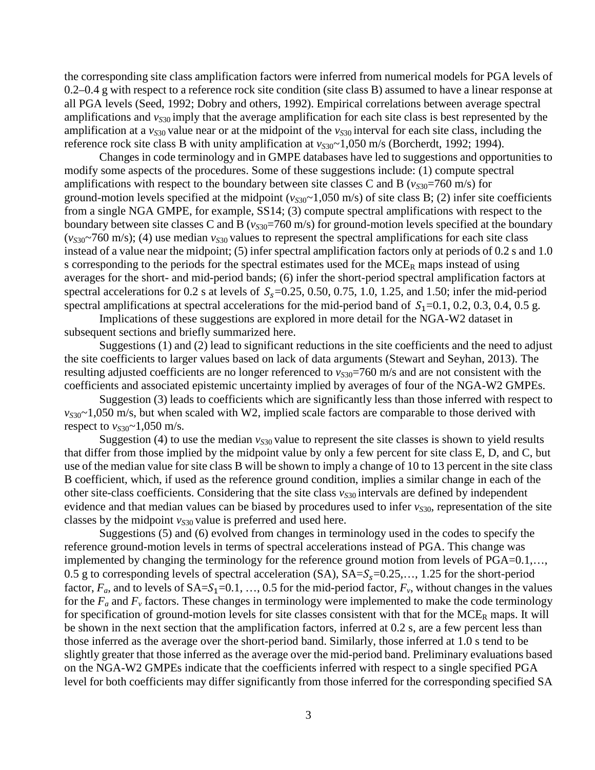the corresponding site class amplification factors were inferred from numerical models for PGA levels of 0.2–0.4 g with respect to a reference rock site condition (site class B) assumed to have a linear response at all PGA levels (Seed, 1992; Dobry and others, 1992). Empirical correlations between average spectral amplifications and $v_{S30}$ imply that the average amplification for each site class is best represented by the amplification at a $v_{S30}$ value near or at the midpoint of the $v_{S30}$ interval for each site class, including the reference rock site class B with unity amplification at $v_{S30}$~1,050 m/s (Borcherdt, 1992; 1994).

Changes in code terminology and in GMPE databases have led to suggestions and opportunities to modify some aspects of the procedures. Some of these suggestions include: (1) compute spectral amplifications with respect to the boundary between site classes C and B ($v_{S30}$=760 m/s) for ground-motion levels specified at the midpoint ($v_{S30}$~1,050 m/s) of site class B; (2) infer site coefficients from a single NGA GMPE, for example, SS14; (3) compute spectral amplifications with respect to the boundary between site classes C and B ($v_{S30}$=760 m/s) for ground-motion levels specified at the boundary ($v_{S30}$~760 m/s); (4) use median $v_{S30}$ values to represent the spectral amplifications for each site class instead of a value near the midpoint; (5) infer spectral amplification factors only at periods of 0.2 s and 1.0 s corresponding to the periods for the spectral estimates used for the $MCE_R$ maps instead of using averages for the short- and mid-period bands; (6) infer the short-period spectral amplification factors at spectral accelerations for 0.2 s at levels of $S_s$=0.25, 0.50, 0.75, 1.0, 1.25, and 1.50; infer the mid-period spectral amplifications at spectral accelerations for the mid-period band of $S_1$=0.1, 0.2, 0.3, 0.4, 0.5 g.

Implications of these suggestions are explored in more detail for the NGA-W2 dataset in subsequent sections and briefly summarized here.

Suggestions (1) and (2) lead to significant reductions in the site coefficients and the need to adjust the site coefficients to larger values based on lack of data arguments (Stewart and Seyhan, 2013). The resulting adjusted coefficients are no longer referenced to $v_{S30}$=760 m/s and are not consistent with the coefficients and associated epistemic uncertainty implied by averages of four of the NGA-W2 GMPEs.

Suggestion (3) leads to coefficients which are significantly less than those inferred with respect to $v_{S30}$~1,050 m/s, but when scaled with W2, implied scale factors are comparable to those derived with respect to $v_{S30}$~1,050 m/s.

Suggestion (4) to use the median $v_{S30}$ value to represent the site classes is shown to yield results that differ from those implied by the midpoint value by only a few percent for site class E, D, and C, but use of the median value for site class B will be shown to imply a change of 10 to 13 percent in the site class B coefficient, which, if used as the reference ground condition, implies a similar change in each of the other site-class coefficients. Considering that the site class $v_{S30}$ intervals are defined by independent evidence and that median values can be biased by procedures used to infer $v_{S30}$, representation of the site classes by the midpoint $v_{S30}$ value is preferred and used here.

Suggestions (5) and (6) evolved from changes in terminology used in the codes to specify the reference ground-motion levels in terms of spectral accelerations instead of PGA. This change was implemented by changing the terminology for the reference ground motion from levels of PGA=0.1,…, 0.5 g to corresponding levels of spectral acceleration (SA), SA=$S_s$=0.25,…, 1.25 for the short-period factor, $F_a$, and to levels of SA=$S_1$=0.1, …, 0.5 for the mid-period factor, $F_v$, without changes in the values for the $F_a$ and $F_v$ factors. These changes in terminology were implemented to make the code terminology for specification of ground-motion levels for site classes consistent with that for the $MCE_R$ maps. It will be shown in the next section that the amplification factors, inferred at 0.2 s, are a few percent less than those inferred as the average over the short-period band. Similarly, those inferred at 1.0 s tend to be slightly greater that those inferred as the average over the mid-period band. Preliminary evaluations based on the NGA-W2 GMPEs indicate that the coefficients inferred with respect to a single specified PGA level for both coefficients may differ significantly from those inferred for the corresponding specified SA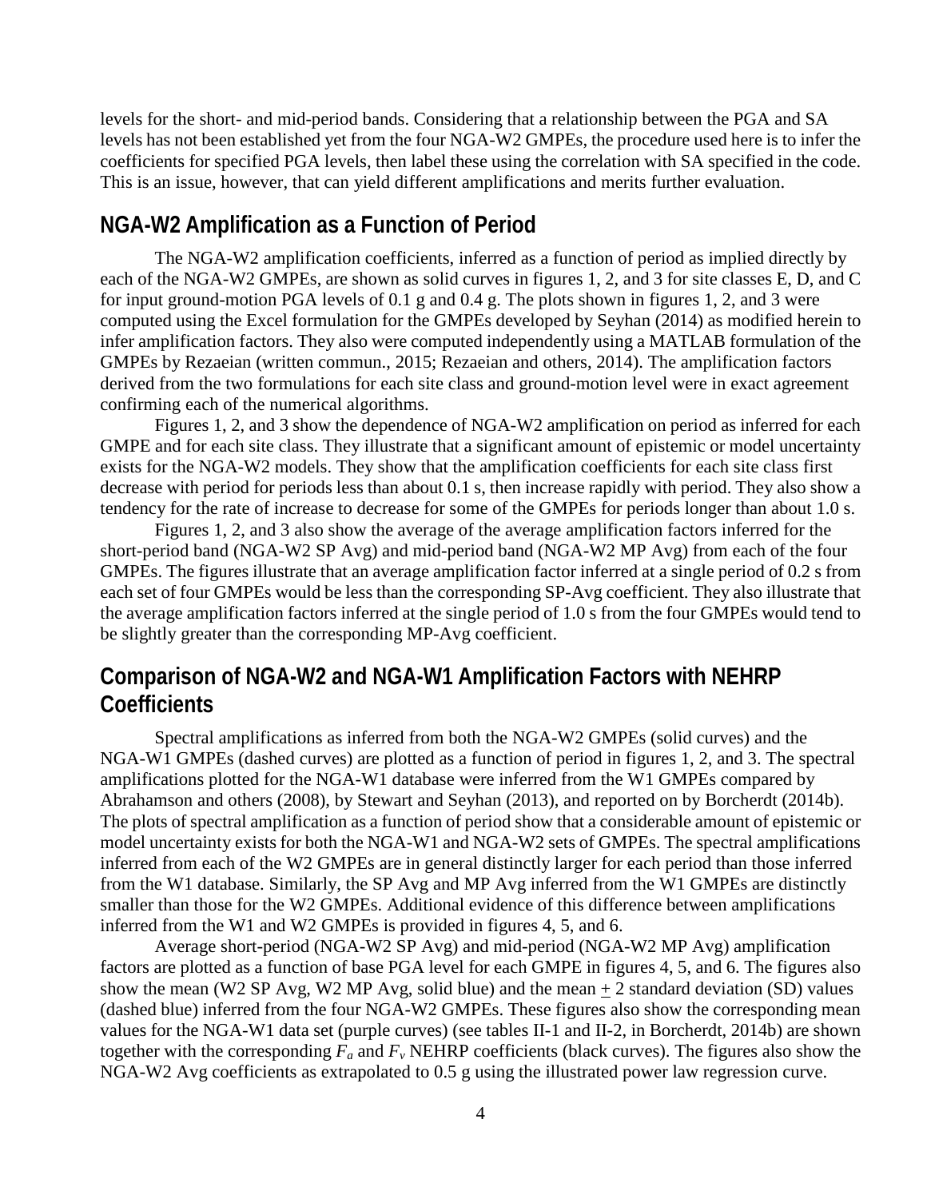levels for the short- and mid-period bands. Considering that a relationship between the PGA and SA levels has not been established yet from the four NGA-W2 GMPEs, the procedure used here is to infer the coefficients for specified PGA levels, then label these using the correlation with SA specified in the code. This is an issue, however, that can yield different amplifications and merits further evaluation.

## NGA-W2 Amplification as a Function of Period

The NGA-W2 amplification coefficients, inferred as a function of period as implied directly by each of the NGA-W2 GMPEs, are shown as solid curves in figures 1, 2, and 3 for site classes E, D, and C for input ground-motion PGA levels of 0.1 g and 0.4 g. The plots shown in figures 1, 2, and 3 were computed using the Excel formulation for the GMPEs developed by Seyhan (2014) as modified herein to infer amplification factors. They also were computed independently using a MATLAB formulation of the GMPEs by Rezaeian (written commun., 2015; Rezaeian and others, 2014). The amplification factors derived from the two formulations for each site class and ground-motion level were in exact agreement confirming each of the numerical algorithms.

Figures 1, 2, and 3 show the dependence of NGA-W2 amplification on period as inferred for each GMPE and for each site class. They illustrate that a significant amount of epistemic or model uncertainty exists for the NGA-W2 models. They show that the amplification coefficients for each site class first decrease with period for periods less than about 0.1 s, then increase rapidly with period. They also show a tendency for the rate of increase to decrease for some of the GMPEs for periods longer than about 1.0 s.

Figures 1, 2, and 3 also show the average of the average amplification factors inferred for the short-period band (NGA-W2 SP Avg) and mid-period band (NGA-W2 MP Avg) from each of the four GMPEs. The figures illustrate that an average amplification factor inferred at a single period of 0.2 s from each set of four GMPEs would be less than the corresponding SP-Avg coefficient. They also illustrate that the average amplification factors inferred at the single period of 1.0 s from the four GMPEs would tend to be slightly greater than the corresponding MP-Avg coefficient.

## Comparison of NGA-W2 and NGA-W1 Amplification Factors with NEHRP Coefficients

Spectral amplifications as inferred from both the NGA-W2 GMPEs (solid curves) and the NGA-W1 GMPEs (dashed curves) are plotted as a function of period in figures 1, 2, and 3. The spectral amplifications plotted for the NGA-W1 database were inferred from the W1 GMPEs compared by Abrahamson and others (2008), by Stewart and Seyhan (2013), and reported on by Borcherdt (2014b). The plots of spectral amplification as a function of period show that a considerable amount of epistemic or model uncertainty exists for both the NGA-W1 and NGA-W2 sets of GMPEs. The spectral amplifications inferred from each of the W2 GMPEs are in general distinctly larger for each period than those inferred from the W1 database. Similarly, the SP Avg and MP Avg inferred from the W1 GMPEs are distinctly smaller than those for the W2 GMPEs. Additional evidence of this difference between amplifications inferred from the W1 and W2 GMPEs is provided in figures 4, 5, and 6.

Average short-period (NGA-W2 SP Avg) and mid-period (NGA-W2 MP Avg) amplification factors are plotted as a function of base PGA level for each GMPE in figures 4, 5, and 6. The figures also show the mean (W2 SP Avg, W2 MP Avg, solid blue) and the mean $\pm$ 2 standard deviation (SD) values (dashed blue) inferred from the four NGA-W2 GMPEs. These figures also show the corresponding mean values for the NGA-W1 data set (purple curves) (see tables II-1 and II-2, in Borcherdt, 2014b) are shown together with the corresponding $F_a$ and $F_v$ NEHRP coefficients (black curves). The figures also show the NGA-W2 Avg coefficients as extrapolated to 0.5 g using the illustrated power law regression curve.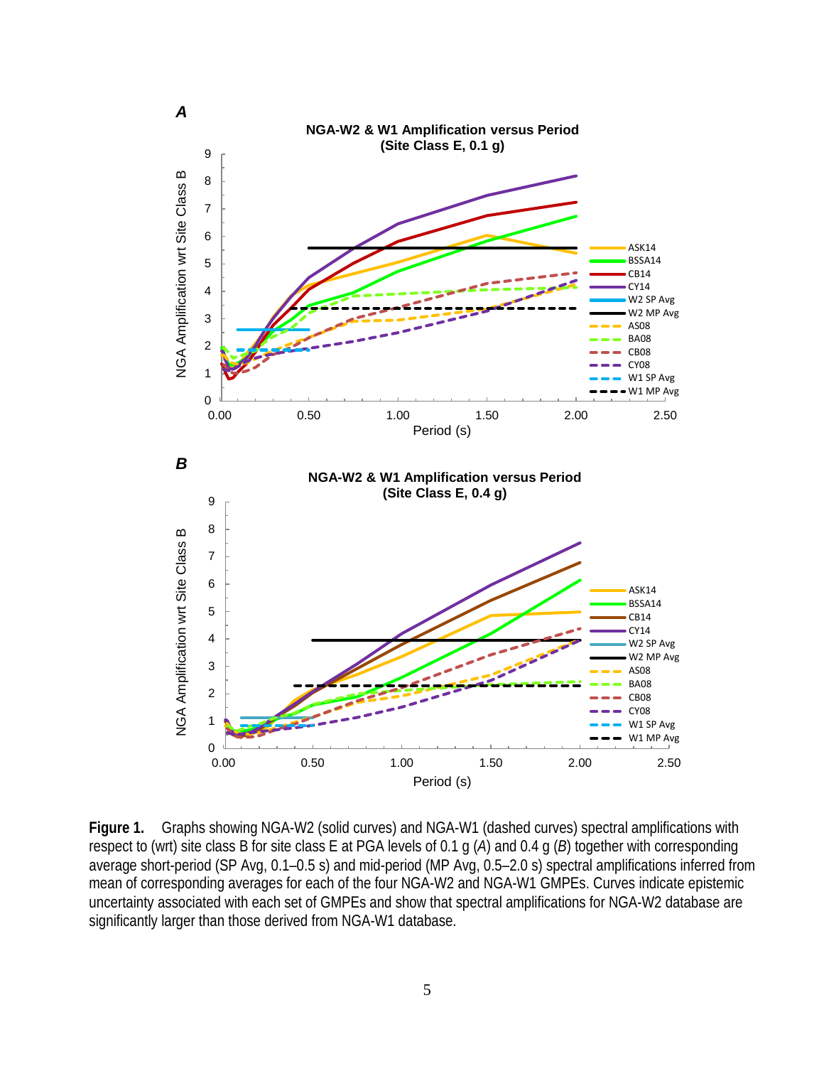**Figure 1.** Graphs showing NGA-W2 (solid curves) and NGA-W1 (dashed curves) spectral amplifications with respect to (wrt) site class B for site class E at PGA levels of 0.1 g (*A*) and 0.4 g (*B*) together with corresponding average short-period (SP Avg, 0.1–0.5 s) and mid-period (MP Avg, 0.5–2.0 s) spectral amplifications inferred from mean of corresponding averages for each of the four NGA-W2 and NGA-W1 GMPEs. Curves indicate epistemic uncertainty associated with each set of GMPEs and show that spectral amplifications for NGA-W2 database are significantly larger than those derived from NGA-W1 database.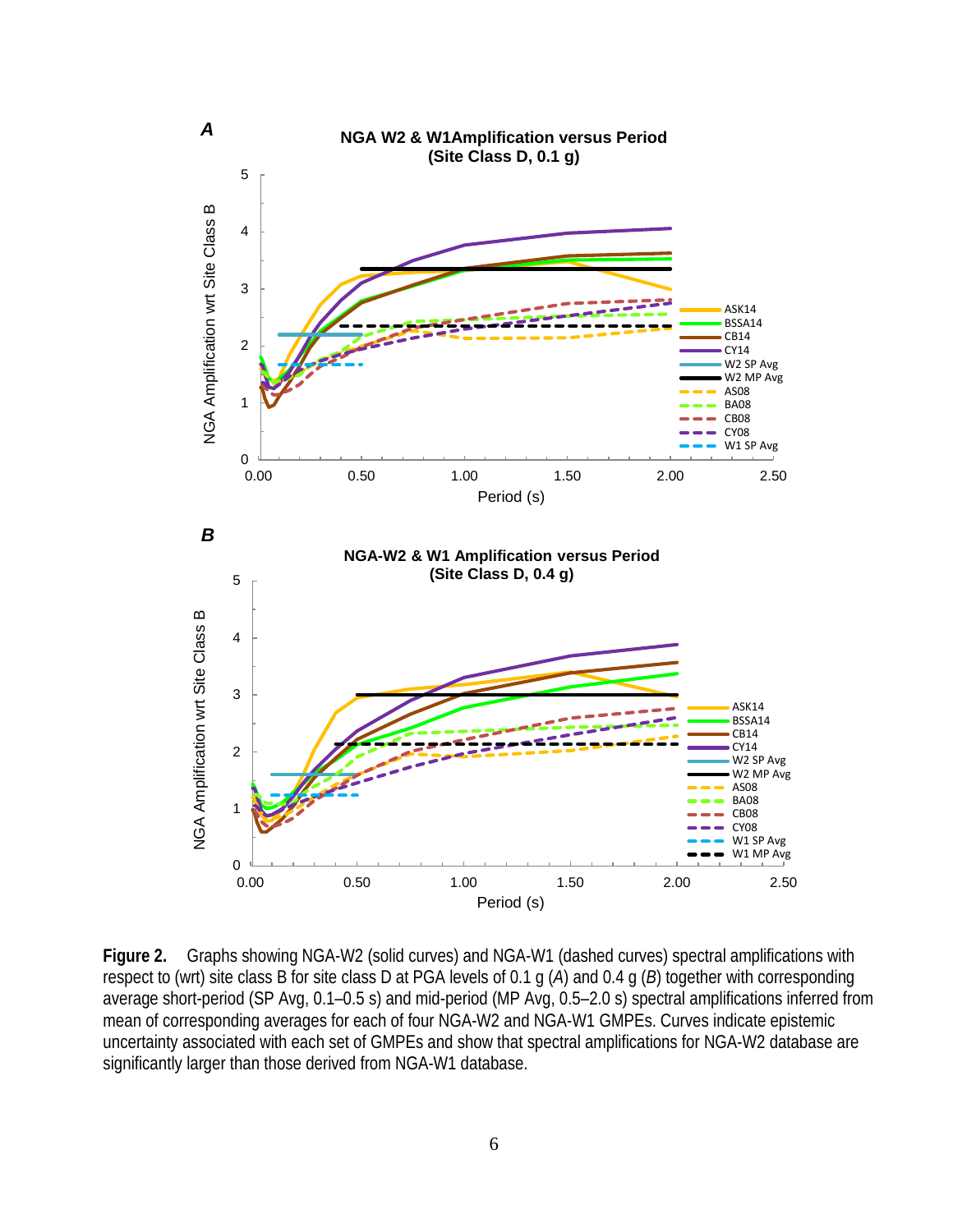**A**

**NGA W2 & W1Amplification versus Period (Site Class D, 0.1 g)**

**B**

**NGA-W2 & W1 Amplification versus Period (Site Class D, 0.4 g)**

**Figure 2.** Graphs showing NGA-W2 (solid curves) and NGA-W1 (dashed curves) spectral amplifications with respect to (wrt) site class B for site class D at PGA levels of 0.1 g (*A*) and 0.4 g (*B*) together with corresponding average short-period (SP Avg, 0.1–0.5 s) and mid-period (MP Avg, 0.5–2.0 s) spectral amplifications inferred from mean of corresponding averages for each of four NGA-W2 and NGA-W1 GMPEs. Curves indicate epistemic uncertainty associated with each set of GMPEs and show that spectral amplifications for NGA-W2 database are significantly larger than those derived from NGA-W1 database.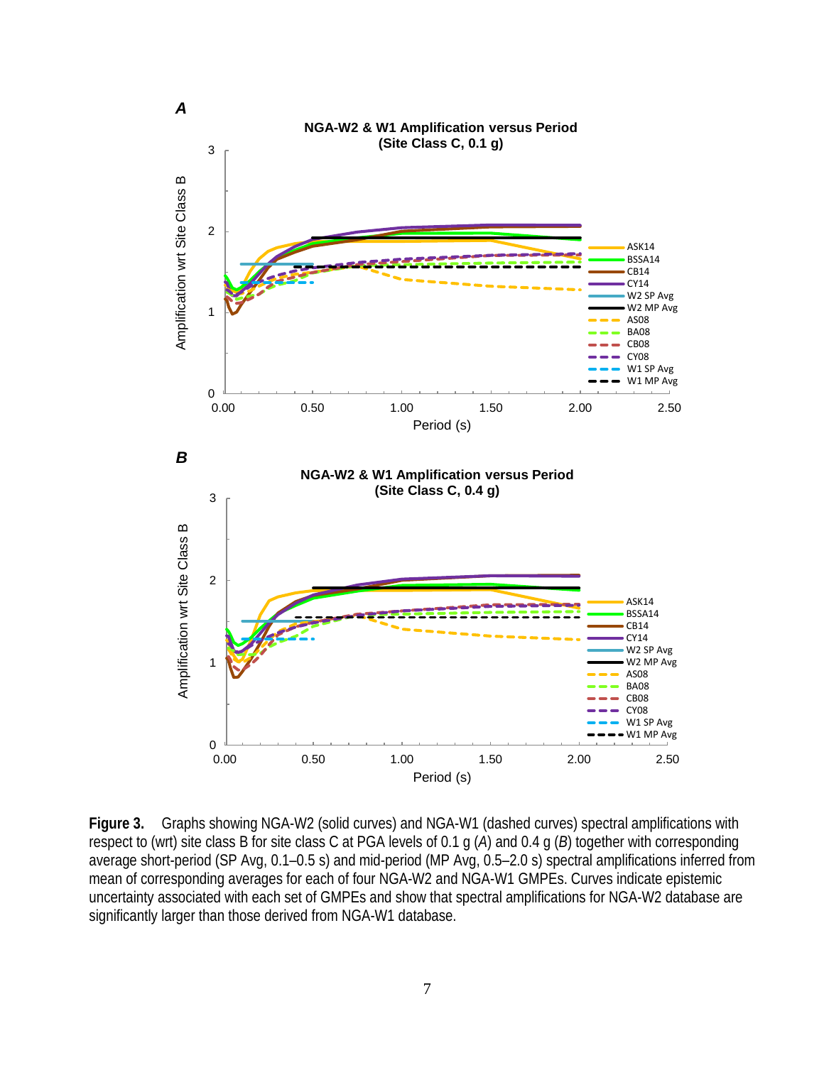**Figure 3.** Graphs showing NGA-W2 (solid curves) and NGA-W1 (dashed curves) spectral amplifications with respect to (wrt) site class B for site class C at PGA levels of 0.1 g (*A*) and 0.4 g (*B*) together with corresponding average short-period (SP Avg, 0.1–0.5 s) and mid-period (MP Avg, 0.5–2.0 s) spectral amplifications inferred from mean of corresponding averages for each of four NGA-W2 and NGA-W1 GMPEs. Curves indicate epistemic uncertainty associated with each set of GMPEs and show that spectral amplifications for NGA-W2 database are significantly larger than those derived from NGA-W1 database.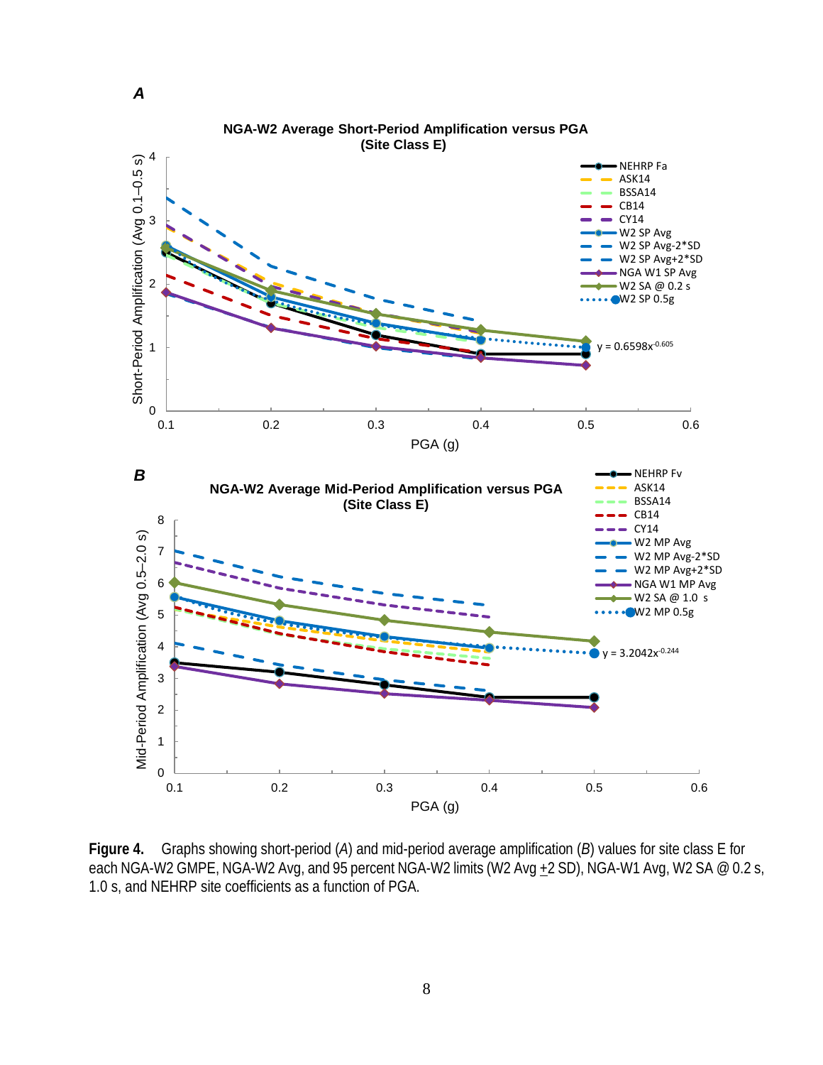**A**

**NGA-W2 Average Short-Period Amplification versus PGA (Site Class E)**

**B**

**NGA-W2 Average Mid-Period Amplification versus PGA (Site Class E)**

**Figure 4.** Graphs showing short-period (*A*) and mid-period average amplification (*B*) values for site class E for each NGA-W2 GMPE, NGA-W2 Avg, and 95 percent NGA-W2 limits (W2 Avg ±2 SD), NGA-W1 Avg, W2 SA @ 0.2 s, 1.0 s, and NEHRP site coefficients as a function of PGA.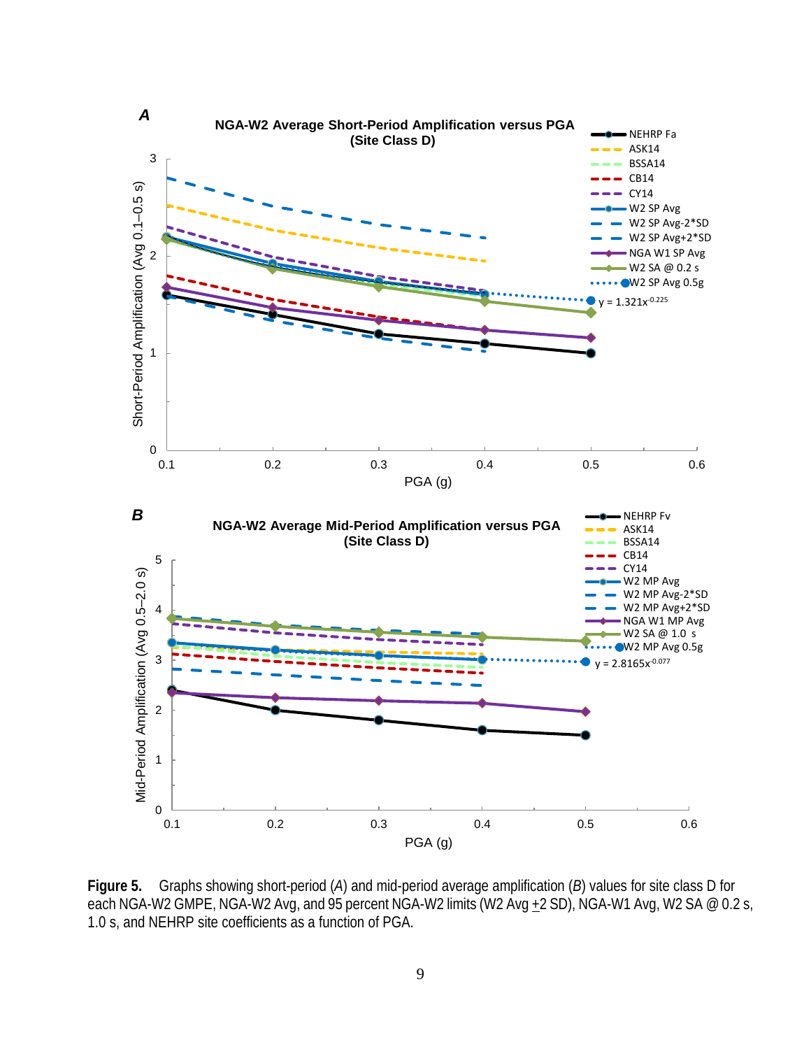**A**

**NGA-W2 Average Short-Period Amplification versus PGA (Site Class D)**

Legend: NEHRP Fa; ASK14; BSSA14; CB14; CY14; W2 SP Avg; W2 SP Avg-2*SD; W2 SP Avg+2*SD; NGA W1 SP Avg; W2 SA @ 0.2 s; W2 SP Avg 0.5g

$y = 1.321x^{-0.225}$

Short-Period Amplification (Avg 0.1–0.5 s)

PGA (g)

**B**

**NGA-W2 Average Mid-Period Amplification versus PGA (Site Class D)**

Legend: NEHRP Fv; ASK14; BSSA14; CB14; CY14; W2 MP Avg; W2 MP Avg-2*SD; W2 MP Avg+2*SD; NGA W1 MP Avg; W2 SA @ 1.0 s; W2 MP Avg 0.5g

$y = 2.8165x^{-0.077}$

Mid-Period Amplification (Avg 0.5–2.0 s)

PGA (g)

**Figure 5.** Graphs showing short-period (*A*) and mid-period average amplification (*B*) values for site class D for each NGA-W2 GMPE, NGA-W2 Avg, and 95 percent NGA-W2 limits (W2 Avg ±2 SD), NGA-W1 Avg, W2 SA @ 0.2 s, 1.0 s, and NEHRP site coefficients as a function of PGA.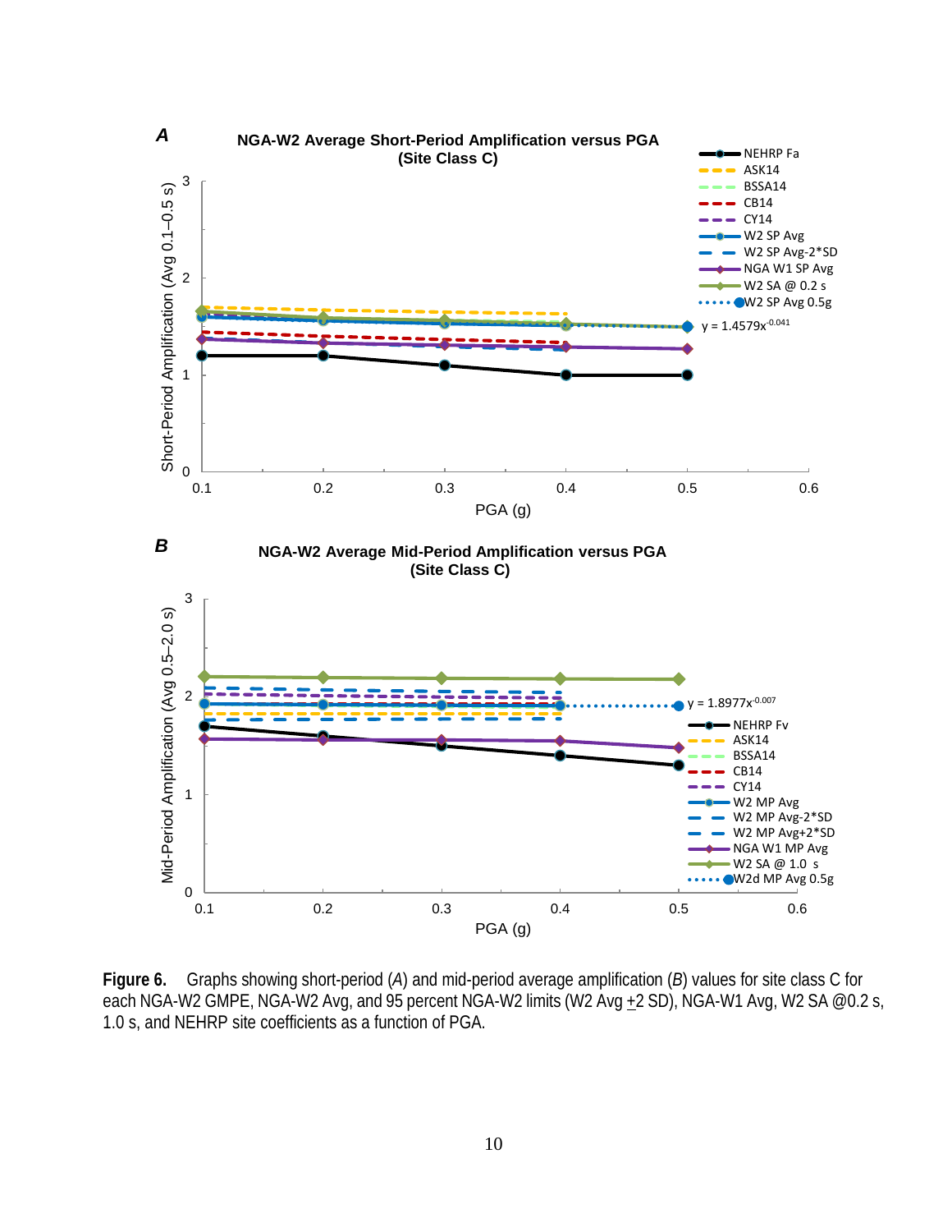**Figure 6.** Graphs showing short-period (*A*) and mid-period average amplification (*B*) values for site class C for each NGA-W2 GMPE, NGA-W2 Avg, and 95 percent NGA-W2 limits (W2 Avg ±2 SD), NGA-W1 Avg, W2 SA @0.2 s, 1.0 s, and NEHRP site coefficients as a function of PGA.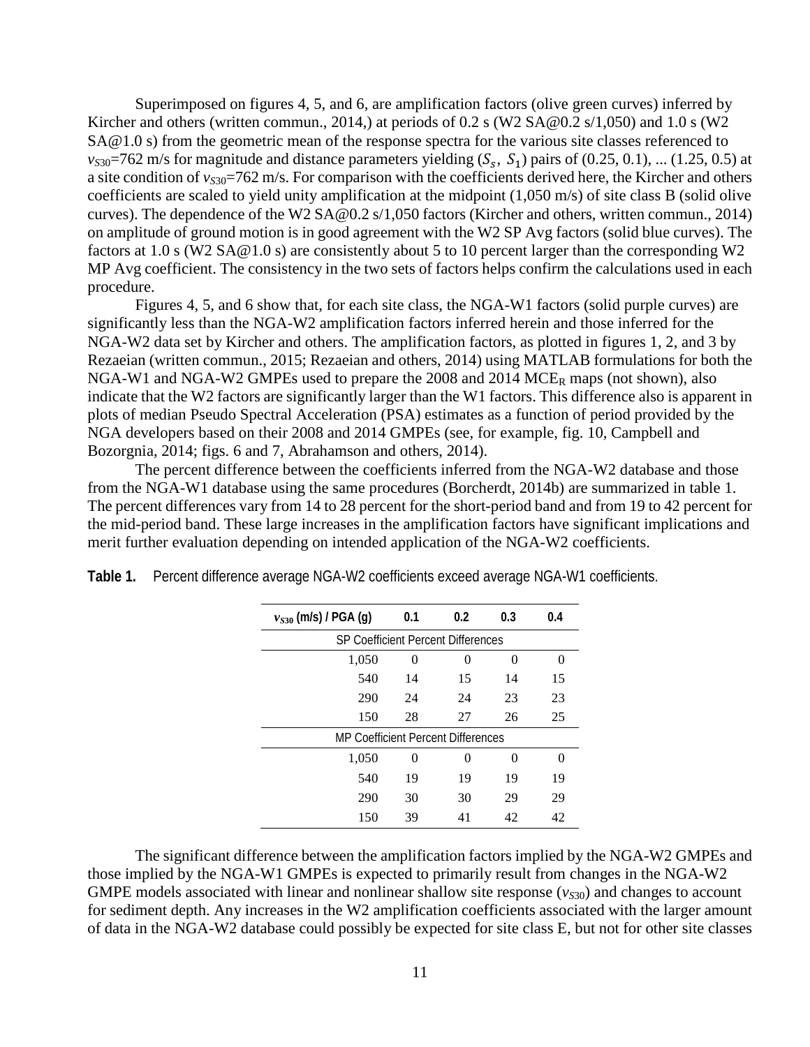Superimposed on figures 4, 5, and 6, are amplification factors (olive green curves) inferred by Kircher and others (written commun., 2014,) at periods of 0.2 s (W2 SA@0.2 s/1,050) and 1.0 s (W2 SA@1.0 s) from the geometric mean of the response spectra for the various site classes referenced to $v_{S30}$=762 m/s for magnitude and distance parameters yielding ($S_s$, $S_1$) pairs of (0.25, 0.1), ... (1.25, 0.5) at a site condition of $v_{S30}$=762 m/s. For comparison with the coefficients derived here, the Kircher and others coefficients are scaled to yield unity amplification at the midpoint (1,050 m/s) of site class B (solid olive curves). The dependence of the W2 SA@0.2 s/1,050 factors (Kircher and others, written commun., 2014) on amplitude of ground motion is in good agreement with the W2 SP Avg factors (solid blue curves). The factors at 1.0 s (W2 SA@1.0 s) are consistently about 5 to 10 percent larger than the corresponding W2 MP Avg coefficient. The consistency in the two sets of factors helps confirm the calculations used in each procedure.

Figures 4, 5, and 6 show that, for each site class, the NGA-W1 factors (solid purple curves) are significantly less than the NGA-W2 amplification factors inferred herein and those inferred for the NGA-W2 data set by Kircher and others. The amplification factors, as plotted in figures 1, 2, and 3 by Rezaeian (written commun., 2015; Rezaeian and others, 2014) using MATLAB formulations for both the NGA-W1 and NGA-W2 GMPEs used to prepare the 2008 and 2014 $MCE_R$ maps (not shown), also indicate that the W2 factors are significantly larger than the W1 factors. This difference also is apparent in plots of median Pseudo Spectral Acceleration (PSA) estimates as a function of period provided by the NGA developers based on their 2008 and 2014 GMPEs (see, for example, fig. 10, Campbell and Bozorgnia, 2014; figs. 6 and 7, Abrahamson and others, 2014).

The percent difference between the coefficients inferred from the NGA-W2 database and those from the NGA-W1 database using the same procedures (Borcherdt, 2014b) are summarized in table 1. The percent differences vary from 14 to 28 percent for the short-period band and from 19 to 42 percent for the mid-period band. These large increases in the amplification factors have significant implications and merit further evaluation depending on intended application of the NGA-W2 coefficients.

**Table 1.** Percent difference average NGA-W2 coefficients exceed average NGA-W1 coefficients.

| $v_{S30}$ (m/s) / PGA (g) | 0.1 | 0.2 | 0.3 | 0.4 |
|---|---|---|---|---|
| SP Coefficient Percent Differences | | | | |
| 1,050 | 0 | 0 | 0 | 0 |
| 540 | 14 | 15 | 14 | 15 |
| 290 | 24 | 24 | 23 | 23 |
| 150 | 28 | 27 | 26 | 25 |
| MP Coefficient Percent Differences | | | | |
| 1,050 | 0 | 0 | 0 | 0 |
| 540 | 19 | 19 | 19 | 19 |
| 290 | 30 | 30 | 29 | 29 |
| 150 | 39 | 41 | 42 | 42 |

The significant difference between the amplification factors implied by the NGA-W2 GMPEs and those implied by the NGA-W1 GMPEs is expected to primarily result from changes in the NGA-W2 GMPE models associated with linear and nonlinear shallow site response ($v_{S30}$) and changes to account for sediment depth. Any increases in the W2 amplification coefficients associated with the larger amount of data in the NGA-W2 database could possibly be expected for site class E, but not for other site classes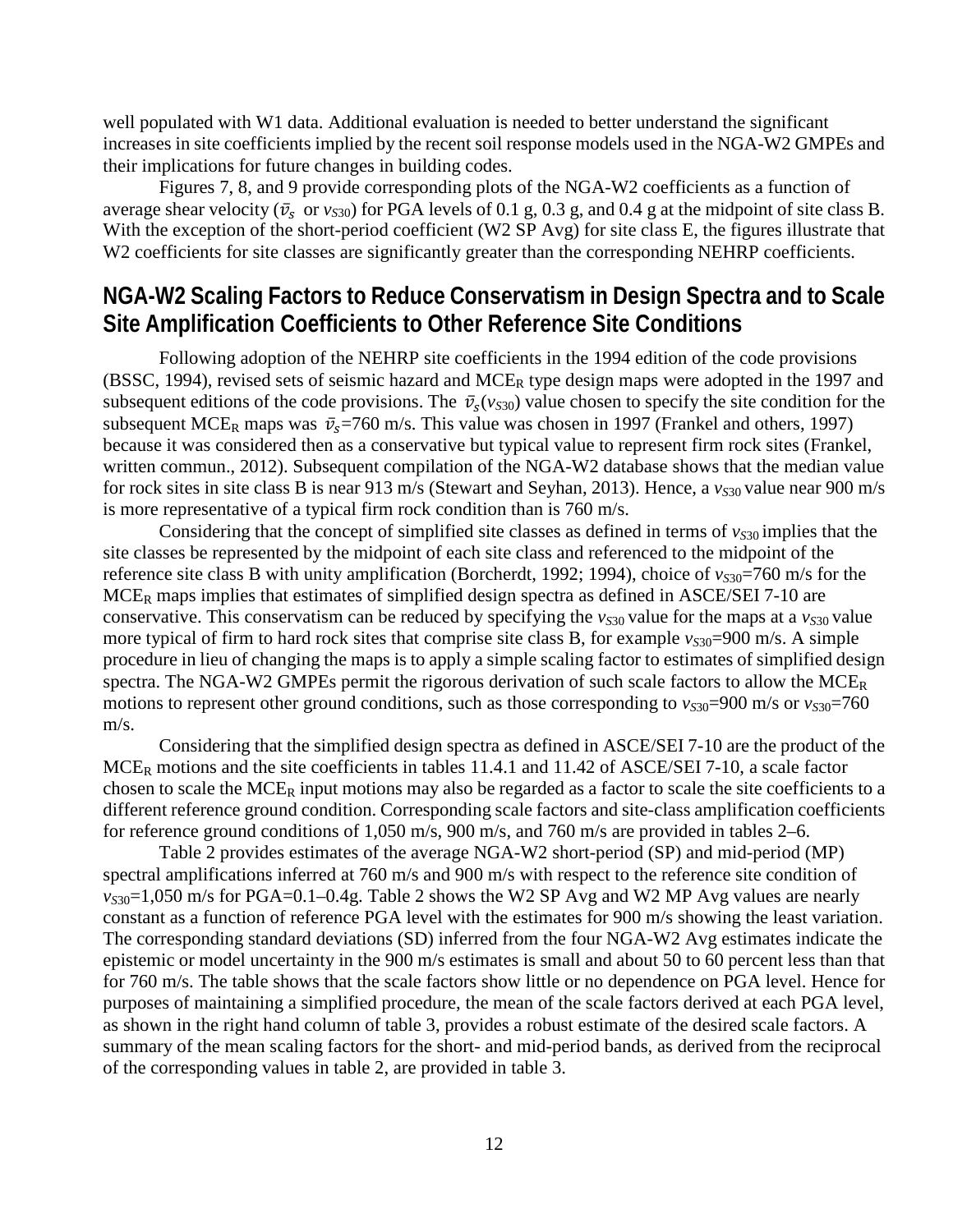well populated with W1 data. Additional evaluation is needed to better understand the significant increases in site coefficients implied by the recent soil response models used in the NGA-W2 GMPEs and their implications for future changes in building codes.

Figures 7, 8, and 9 provide corresponding plots of the NGA-W2 coefficients as a function of average shear velocity ($\bar{v}_s$ or $v_{S30}$) for PGA levels of 0.1 g, 0.3 g, and 0.4 g at the midpoint of site class B. With the exception of the short-period coefficient (W2 SP Avg) for site class E, the figures illustrate that W2 coefficients for site classes are significantly greater than the corresponding NEHRP coefficients.

## NGA-W2 Scaling Factors to Reduce Conservatism in Design Spectra and to Scale Site Amplification Coefficients to Other Reference Site Conditions

Following adoption of the NEHRP site coefficients in the 1994 edition of the code provisions (BSSC, 1994), revised sets of seismic hazard and $\text{MCE}_\text{R}$ type design maps were adopted in the 1997 and subsequent editions of the code provisions. The $\bar{v}_s(v_{S30})$ value chosen to specify the site condition for the subsequent $\text{MCE}_\text{R}$ maps was $\bar{v}_s$=760 m/s. This value was chosen in 1997 (Frankel and others, 1997) because it was considered then as a conservative but typical value to represent firm rock sites (Frankel, written commun., 2012). Subsequent compilation of the NGA-W2 database shows that the median value for rock sites in site class B is near 913 m/s (Stewart and Seyhan, 2013). Hence, a $v_{S30}$ value near 900 m/s is more representative of a typical firm rock condition than is 760 m/s.

Considering that the concept of simplified site classes as defined in terms of $v_{S30}$ implies that the site classes be represented by the midpoint of each site class and referenced to the midpoint of the reference site class B with unity amplification (Borcherdt, 1992; 1994), choice of $v_{S30}$=760 m/s for the $\text{MCE}_\text{R}$ maps implies that estimates of simplified design spectra as defined in ASCE/SEI 7-10 are conservative. This conservatism can be reduced by specifying the $v_{S30}$ value for the maps at a $v_{S30}$ value more typical of firm to hard rock sites that comprise site class B, for example $v_{S30}$=900 m/s. A simple procedure in lieu of changing the maps is to apply a simple scaling factor to estimates of simplified design spectra. The NGA-W2 GMPEs permit the rigorous derivation of such scale factors to allow the $\text{MCE}_\text{R}$ motions to represent other ground conditions, such as those corresponding to $v_{S30}$=900 m/s or $v_{S30}$=760 m/s.

Considering that the simplified design spectra as defined in ASCE/SEI 7-10 are the product of the $\text{MCE}_\text{R}$ motions and the site coefficients in tables 11.4.1 and 11.42 of ASCE/SEI 7-10, a scale factor chosen to scale the $\text{MCE}_\text{R}$ input motions may also be regarded as a factor to scale the site coefficients to a different reference ground condition. Corresponding scale factors and site-class amplification coefficients for reference ground conditions of 1,050 m/s, 900 m/s, and 760 m/s are provided in tables 2–6.

Table 2 provides estimates of the average NGA-W2 short-period (SP) and mid-period (MP) spectral amplifications inferred at 760 m/s and 900 m/s with respect to the reference site condition of $v_{S30}$=1,050 m/s for PGA=0.1–0.4g. Table 2 shows the W2 SP Avg and W2 MP Avg values are nearly constant as a function of reference PGA level with the estimates for 900 m/s showing the least variation. The corresponding standard deviations (SD) inferred from the four NGA-W2 Avg estimates indicate the epistemic or model uncertainty in the 900 m/s estimates is small and about 50 to 60 percent less than that for 760 m/s. The table shows that the scale factors show little or no dependence on PGA level. Hence for purposes of maintaining a simplified procedure, the mean of the scale factors derived at each PGA level, as shown in the right hand column of table 3, provides a robust estimate of the desired scale factors. A summary of the mean scaling factors for the short- and mid-period bands, as derived from the reciprocal of the corresponding values in table 2, are provided in table 3.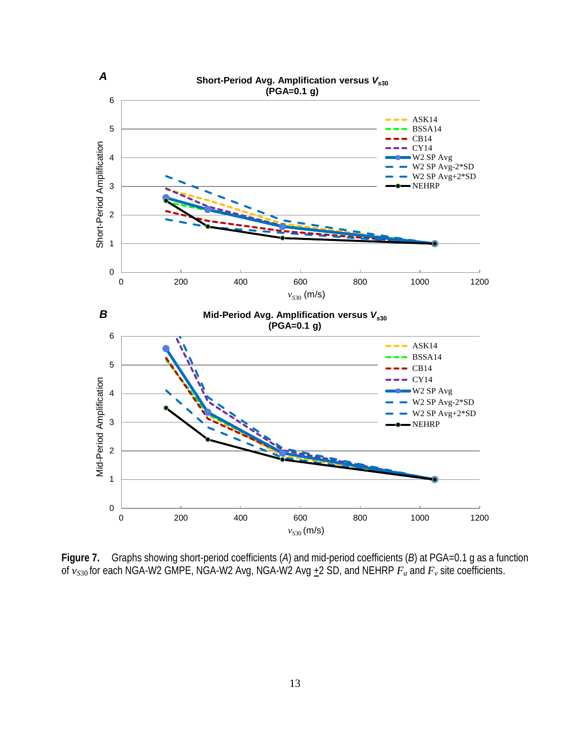**Figure 7.** Graphs showing short-period coefficients (*A*) and mid-period coefficients (*B*) at PGA=0.1 g as a function of $v_{S30}$ for each NGA-W2 GMPE, NGA-W2 Avg, NGA-W2 Avg ±2 SD, and NEHRP $F_a$ and $F_v$ site coefficients.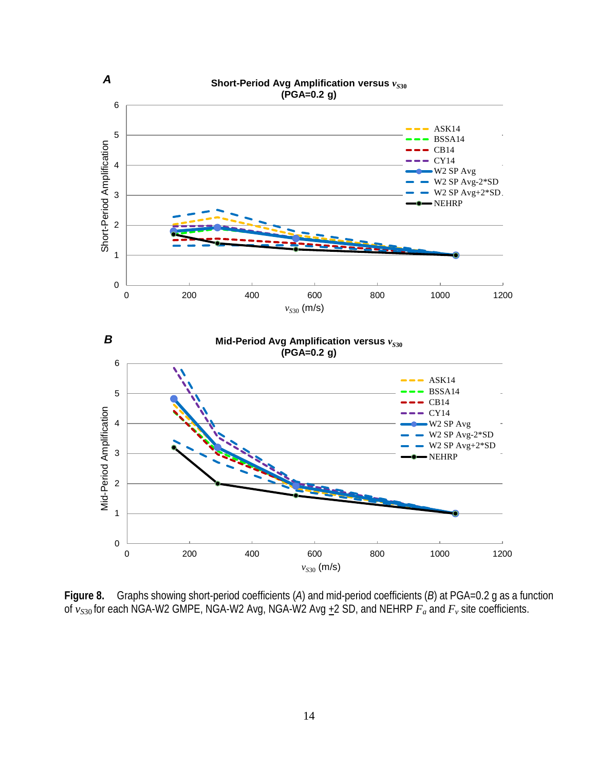**Figure 8.** Graphs showing short-period coefficients (*A*) and mid-period coefficients (*B*) at PGA=0.2 g as a function of $v_{S30}$ for each NGA-W2 GMPE, NGA-W2 Avg, NGA-W2 Avg $\pm$2 SD, and NEHRP $F_a$ and $F_v$ site coefficients.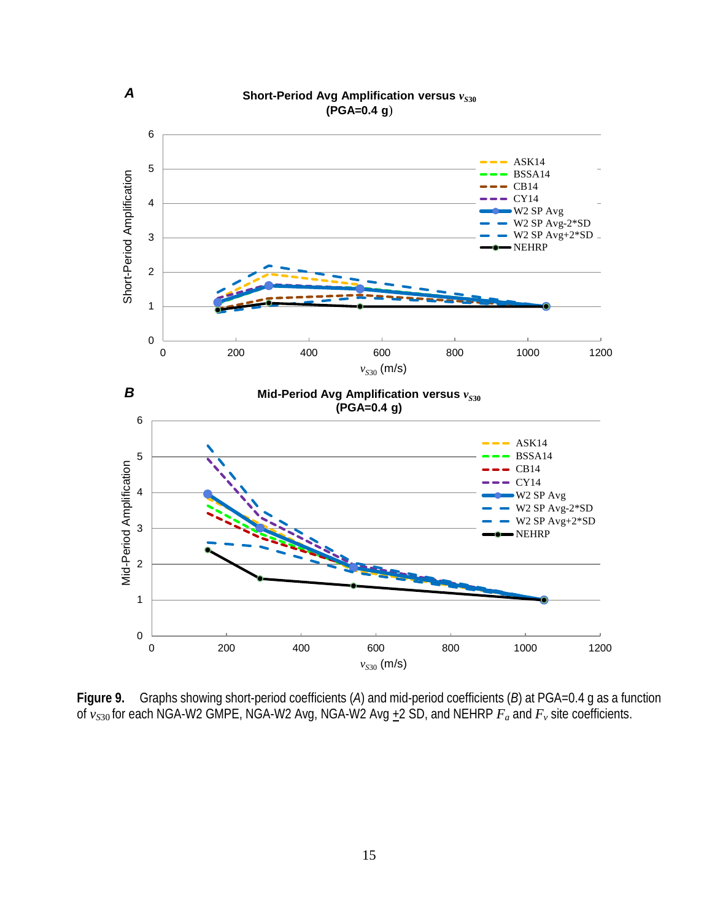**Figure 9.** Graphs showing short-period coefficients (*A*) and mid-period coefficients (*B*) at PGA=0.4 g as a function of $v_{S30}$ for each NGA-W2 GMPE, NGA-W2 Avg, NGA-W2 Avg ±2 SD, and NEHRP $F_a$ and $F_v$ site coefficients.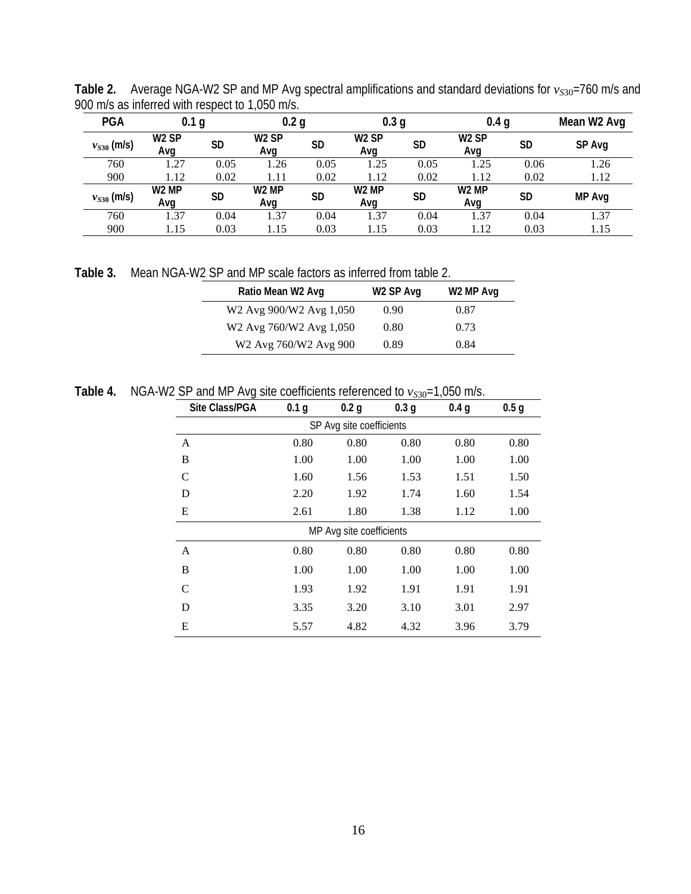**Table 2.** Average NGA-W2 SP and MP Avg spectral amplifications and standard deviations for $v_{S30}$=760 m/s and 900 m/s as inferred with respect to 1,050 m/s.

| PGA | 0.1 g | | 0.2 g | | 0.3 g | | 0.4 g | | Mean W2 Avg |
|---|---|---|---|---|---|---|---|---|---|
| $v_{S30}$ (m/s) | W2 SP Avg | SD | W2 SP Avg | SD | W2 SP Avg | SD | W2 SP Avg | SD | SP Avg |
| 760 | 1.27 | 0.05 | 1.26 | 0.05 | 1.25 | 0.05 | 1.25 | 0.06 | 1.26 |
| 900 | 1.12 | 0.02 | 1.11 | 0.02 | 1.12 | 0.02 | 1.12 | 0.02 | 1.12 |
| $v_{S30}$ (m/s) | W2 MP Avg | SD | W2 MP Avg | SD | W2 MP Avg | SD | W2 MP Avg | SD | MP Avg |
| 760 | 1.37 | 0.04 | 1.37 | 0.04 | 1.37 | 0.04 | 1.37 | 0.04 | 1.37 |
| 900 | 1.15 | 0.03 | 1.15 | 0.03 | 1.15 | 0.03 | 1.12 | 0.03 | 1.15 |

**Table 3.** Mean NGA-W2 SP and MP scale factors as inferred from table 2.

| Ratio Mean W2 Avg | W2 SP Avg | W2 MP Avg |
|---|---|---|
| W2 Avg 900/W2 Avg 1,050 | 0.90 | 0.87 |
| W2 Avg 760/W2 Avg 1,050 | 0.80 | 0.73 |
| W2 Avg 760/W2 Avg 900 | 0.89 | 0.84 |

**Table 4.** NGA-W2 SP and MP Avg site coefficients referenced to $v_{S30}$=1,050 m/s.

| Site Class/PGA | 0.1 g | 0.2 g | 0.3 g | 0.4 g | 0.5 g |
|---|---|---|---|---|---|
| SP Avg site coefficients | | | | | |
| A | 0.80 | 0.80 | 0.80 | 0.80 | 0.80 |
| B | 1.00 | 1.00 | 1.00 | 1.00 | 1.00 |
| C | 1.60 | 1.56 | 1.53 | 1.51 | 1.50 |
| D | 2.20 | 1.92 | 1.74 | 1.60 | 1.54 |
| E | 2.61 | 1.80 | 1.38 | 1.12 | 1.00 |
| MP Avg site coefficients | | | | | |
| A | 0.80 | 0.80 | 0.80 | 0.80 | 0.80 |
| B | 1.00 | 1.00 | 1.00 | 1.00 | 1.00 |
| C | 1.93 | 1.92 | 1.91 | 1.91 | 1.91 |
| D | 3.35 | 3.20 | 3.10 | 3.01 | 2.97 |
| E | 5.57 | 4.82 | 4.32 | 3.96 | 3.79 |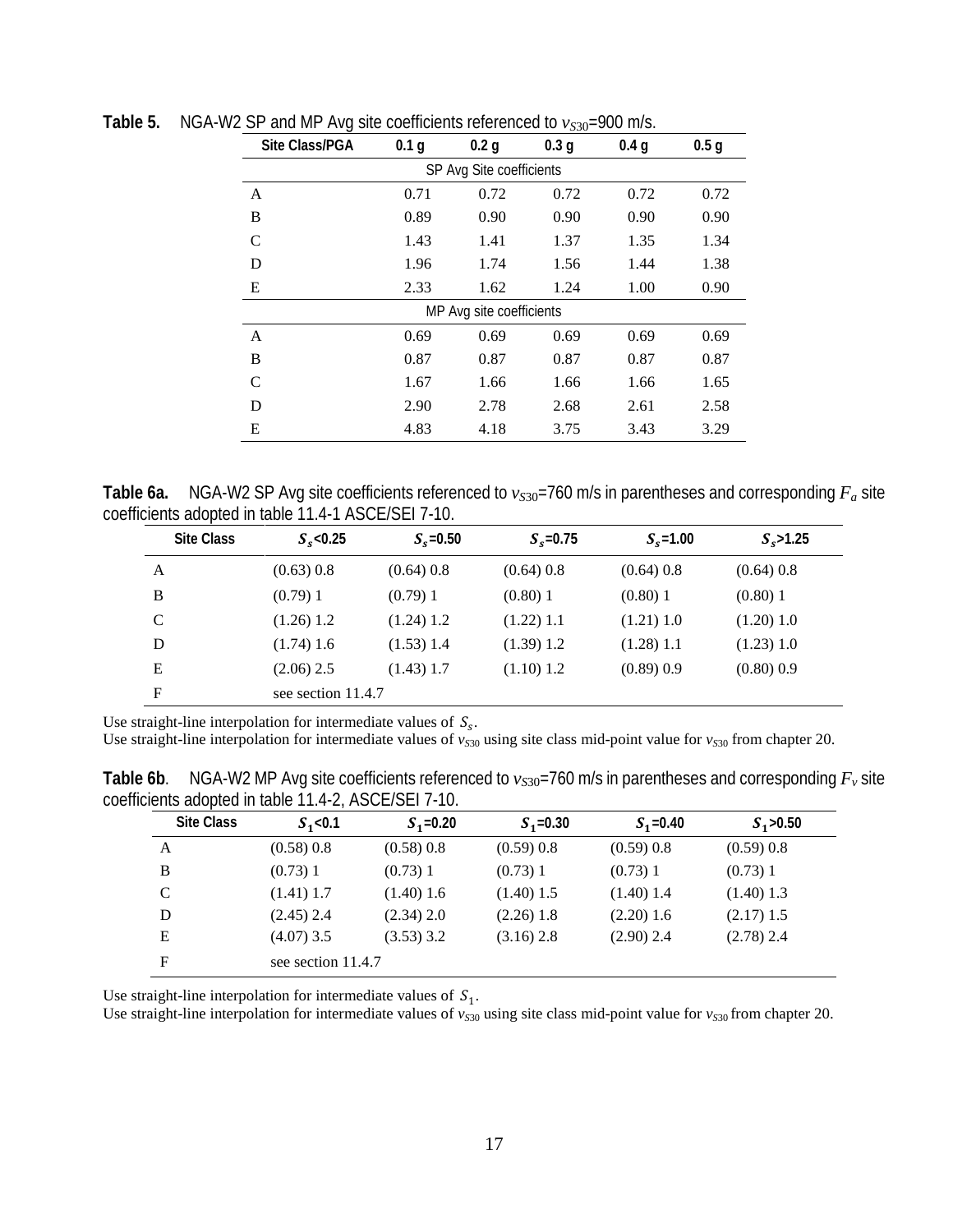**Table 5.** NGA-W2 SP and MP Avg site coefficients referenced to $v_{S30}$=900 m/s.

| Site Class/PGA | 0.1 g | 0.2 g | 0.3 g | 0.4 g | 0.5 g |
|---|---|---|---|---|---|
| SP Avg Site coefficients | | | | | |
| A | 0.71 | 0.72 | 0.72 | 0.72 | 0.72 |
| B | 0.89 | 0.90 | 0.90 | 0.90 | 0.90 |
| C | 1.43 | 1.41 | 1.37 | 1.35 | 1.34 |
| D | 1.96 | 1.74 | 1.56 | 1.44 | 1.38 |
| E | 2.33 | 1.62 | 1.24 | 1.00 | 0.90 |
| MP Avg site coefficients | | | | | |
| A | 0.69 | 0.69 | 0.69 | 0.69 | 0.69 |
| B | 0.87 | 0.87 | 0.87 | 0.87 | 0.87 |
| C | 1.67 | 1.66 | 1.66 | 1.66 | 1.65 |
| D | 2.90 | 2.78 | 2.68 | 2.61 | 2.58 |
| E | 4.83 | 4.18 | 3.75 | 3.43 | 3.29 |

**Table 6a.** NGA-W2 SP Avg site coefficients referenced to $v_{S30}$=760 m/s in parentheses and corresponding $F_a$ site coefficients adopted in table 11.4-1 ASCE/SEI 7-10.

| Site Class | $S_s$<0.25 | $S_s$=0.50 | $S_s$=0.75 | $S_s$=1.00 | $S_s$>1.25 |
|---|---|---|---|---|---|
| A | (0.63) 0.8 | (0.64) 0.8 | (0.64) 0.8 | (0.64) 0.8 | (0.64) 0.8 |
| B | (0.79) 1 | (0.79) 1 | (0.80) 1 | (0.80) 1 | (0.80) 1 |
| C | (1.26) 1.2 | (1.24) 1.2 | (1.22) 1.1 | (1.21) 1.0 | (1.20) 1.0 |
| D | (1.74) 1.6 | (1.53) 1.4 | (1.39) 1.2 | (1.28) 1.1 | (1.23) 1.0 |
| E | (2.06) 2.5 | (1.43) 1.7 | (1.10) 1.2 | (0.89) 0.9 | (0.80) 0.9 |
| F | see section 11.4.7 | | | | |

Use straight-line interpolation for intermediate values of $S_s$.
Use straight-line interpolation for intermediate values of $v_{S30}$ using site class mid-point value for $v_{S30}$ from chapter 20.

**Table 6b**. NGA-W2 MP Avg site coefficients referenced to $v_{S30}$=760 m/s in parentheses and corresponding $F_v$ site coefficients adopted in table 11.4-2, ASCE/SEI 7-10.

| Site Class | $S_1$<0.1 | $S_1$=0.20 | $S_1$=0.30 | $S_1$=0.40 | $S_1$>0.50 |
|---|---|---|---|---|---|
| A | (0.58) 0.8 | (0.58) 0.8 | (0.59) 0.8 | (0.59) 0.8 | (0.59) 0.8 |
| B | (0.73) 1 | (0.73) 1 | (0.73) 1 | (0.73) 1 | (0.73) 1 |
| C | (1.41) 1.7 | (1.40) 1.6 | (1.40) 1.5 | (1.40) 1.4 | (1.40) 1.3 |
| D | (2.45) 2.4 | (2.34) 2.0 | (2.26) 1.8 | (2.20) 1.6 | (2.17) 1.5 |
| E | (4.07) 3.5 | (3.53) 3.2 | (3.16) 2.8 | (2.90) 2.4 | (2.78) 2.4 |
| F | see section 11.4.7 | | | | |

Use straight-line interpolation for intermediate values of $S_1$.
Use straight-line interpolation for intermediate values of $v_{S30}$ using site class mid-point value for $v_{S30}$ from chapter 20.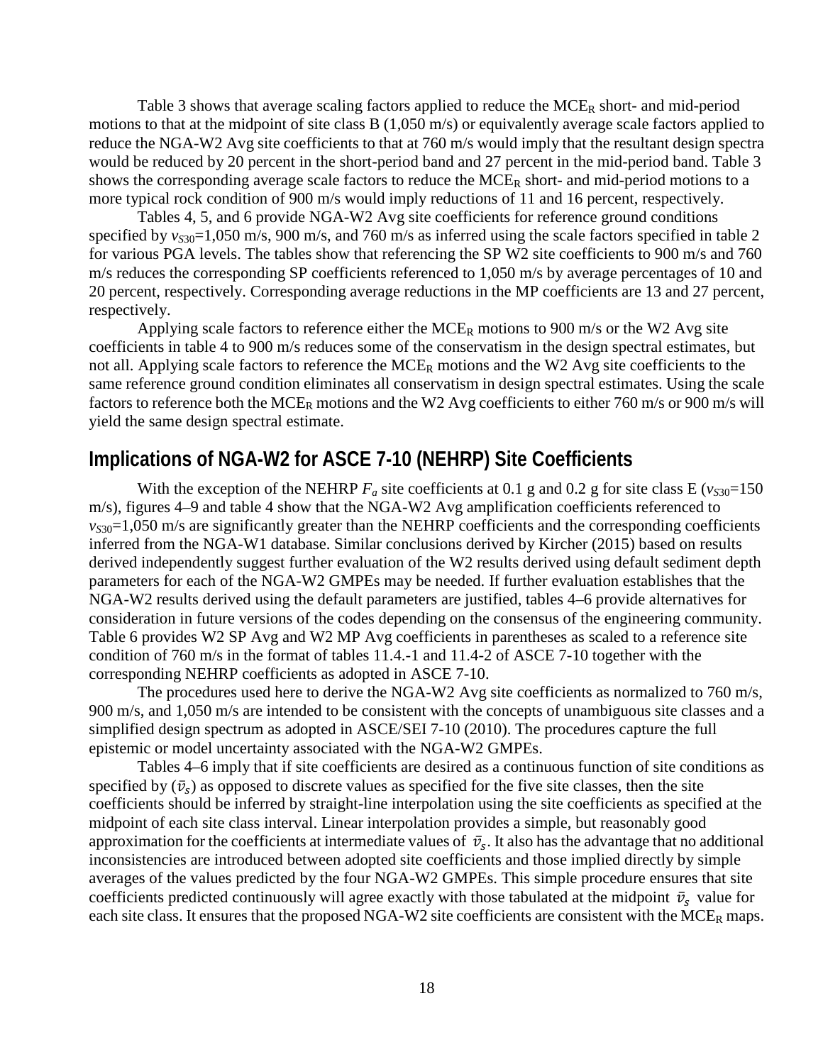Table 3 shows that average scaling factors applied to reduce the $MCE_R$ short- and mid-period motions to that at the midpoint of site class B (1,050 m/s) or equivalently average scale factors applied to reduce the NGA-W2 Avg site coefficients to that at 760 m/s would imply that the resultant design spectra would be reduced by 20 percent in the short-period band and 27 percent in the mid-period band. Table 3 shows the corresponding average scale factors to reduce the $MCE_R$ short- and mid-period motions to a more typical rock condition of 900 m/s would imply reductions of 11 and 16 percent, respectively.

Tables 4, 5, and 6 provide NGA-W2 Avg site coefficients for reference ground conditions specified by $v_{S30}$=1,050 m/s, 900 m/s, and 760 m/s as inferred using the scale factors specified in table 2 for various PGA levels. The tables show that referencing the SP W2 site coefficients to 900 m/s and 760 m/s reduces the corresponding SP coefficients referenced to 1,050 m/s by average percentages of 10 and 20 percent, respectively. Corresponding average reductions in the MP coefficients are 13 and 27 percent, respectively.

Applying scale factors to reference either the $MCE_R$ motions to 900 m/s or the W2 Avg site coefficients in table 4 to 900 m/s reduces some of the conservatism in the design spectral estimates, but not all. Applying scale factors to reference the $MCE_R$ motions and the W2 Avg site coefficients to the same reference ground condition eliminates all conservatism in design spectral estimates. Using the scale factors to reference both the $MCE_R$ motions and the W2 Avg coefficients to either 760 m/s or 900 m/s will yield the same design spectral estimate.

## Implications of NGA-W2 for ASCE 7-10 (NEHRP) Site Coefficients

With the exception of the NEHRP $F_a$ site coefficients at 0.1 g and 0.2 g for site class E ($v_{S30}$=150 m/s), figures 4–9 and table 4 show that the NGA-W2 Avg amplification coefficients referenced to $v_{S30}$=1,050 m/s are significantly greater than the NEHRP coefficients and the corresponding coefficients inferred from the NGA-W1 database. Similar conclusions derived by Kircher (2015) based on results derived independently suggest further evaluation of the W2 results derived using default sediment depth parameters for each of the NGA-W2 GMPEs may be needed. If further evaluation establishes that the NGA-W2 results derived using the default parameters are justified, tables 4–6 provide alternatives for consideration in future versions of the codes depending on the consensus of the engineering community. Table 6 provides W2 SP Avg and W2 MP Avg coefficients in parentheses as scaled to a reference site condition of 760 m/s in the format of tables 11.4.-1 and 11.4-2 of ASCE 7-10 together with the corresponding NEHRP coefficients as adopted in ASCE 7-10.

The procedures used here to derive the NGA-W2 Avg site coefficients as normalized to 760 m/s, 900 m/s, and 1,050 m/s are intended to be consistent with the concepts of unambiguous site classes and a simplified design spectrum as adopted in ASCE/SEI 7-10 (2010). The procedures capture the full epistemic or model uncertainty associated with the NGA-W2 GMPEs.

Tables 4–6 imply that if site coefficients are desired as a continuous function of site conditions as specified by ($\bar{v}_s$) as opposed to discrete values as specified for the five site classes, then the site coefficients should be inferred by straight-line interpolation using the site coefficients as specified at the midpoint of each site class interval. Linear interpolation provides a simple, but reasonably good approximation for the coefficients at intermediate values of $\bar{v}_s$. It also has the advantage that no additional inconsistencies are introduced between adopted site coefficients and those implied directly by simple averages of the values predicted by the four NGA-W2 GMPEs. This simple procedure ensures that site coefficients predicted continuously will agree exactly with those tabulated at the midpoint $\bar{v}_s$ value for each site class. It ensures that the proposed NGA-W2 site coefficients are consistent with the $MCE_R$ maps.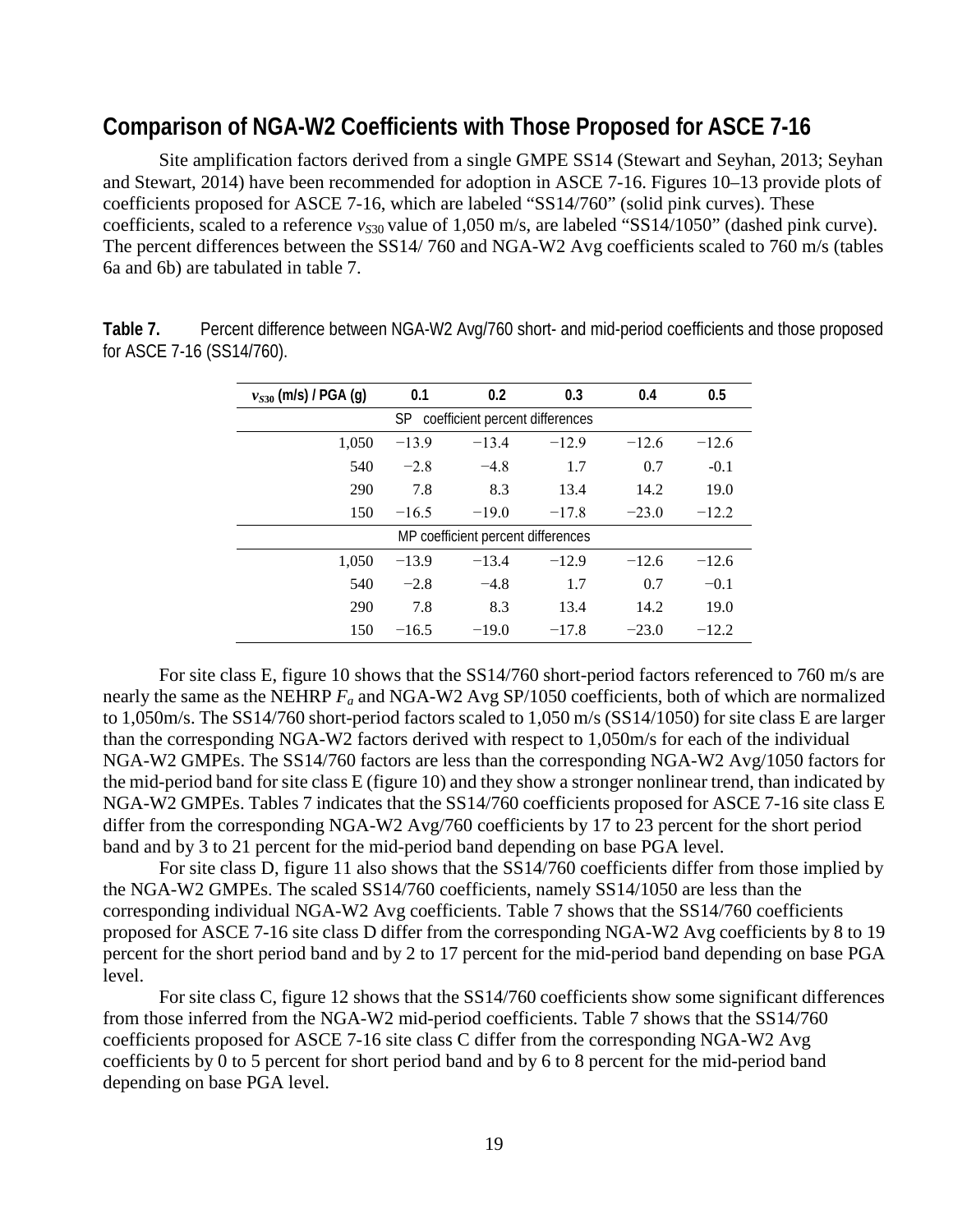## Comparison of NGA-W2 Coefficients with Those Proposed for ASCE 7-16

Site amplification factors derived from a single GMPE SS14 (Stewart and Seyhan, 2013; Seyhan and Stewart, 2014) have been recommended for adoption in ASCE 7-16. Figures 10–13 provide plots of coefficients proposed for ASCE 7-16, which are labeled "SS14/760" (solid pink curves). These coefficients, scaled to a reference $v_{S30}$ value of 1,050 m/s, are labeled "SS14/1050" (dashed pink curve). The percent differences between the SS14/ 760 and NGA-W2 Avg coefficients scaled to 760 m/s (tables 6a and 6b) are tabulated in table 7.

**Table 7.** Percent difference between NGA-W2 Avg/760 short- and mid-period coefficients and those proposed for ASCE 7-16 (SS14/760).

| $v_{S30}$ (m/s) / PGA (g) | 0.1 | 0.2 | 0.3 | 0.4 | 0.5 |
|---|---|---|---|---|---|
| SP coefficient percent differences | | | | | |
| 1,050 | −13.9 | −13.4 | −12.9 | −12.6 | −12.6 |
| 540 | −2.8 | −4.8 | 1.7 | 0.7 | -0.1 |
| 290 | 7.8 | 8.3 | 13.4 | 14.2 | 19.0 |
| 150 | −16.5 | −19.0 | −17.8 | −23.0 | −12.2 |
| MP coefficient percent differences | | | | | |
| 1,050 | −13.9 | −13.4 | −12.9 | −12.6 | −12.6 |
| 540 | −2.8 | −4.8 | 1.7 | 0.7 | −0.1 |
| 290 | 7.8 | 8.3 | 13.4 | 14.2 | 19.0 |
| 150 | −16.5 | −19.0 | −17.8 | −23.0 | −12.2 |

For site class E, figure 10 shows that the SS14/760 short-period factors referenced to 760 m/s are nearly the same as the NEHRP $F_a$ and NGA-W2 Avg SP/1050 coefficients, both of which are normalized to 1,050m/s. The SS14/760 short-period factors scaled to 1,050 m/s (SS14/1050) for site class E are larger than the corresponding NGA-W2 factors derived with respect to 1,050m/s for each of the individual NGA-W2 GMPEs. The SS14/760 factors are less than the corresponding NGA-W2 Avg/1050 factors for the mid-period band for site class E (figure 10) and they show a stronger nonlinear trend, than indicated by NGA-W2 GMPEs. Tables 7 indicates that the SS14/760 coefficients proposed for ASCE 7-16 site class E differ from the corresponding NGA-W2 Avg/760 coefficients by 17 to 23 percent for the short period band and by 3 to 21 percent for the mid-period band depending on base PGA level.

For site class D, figure 11 also shows that the SS14/760 coefficients differ from those implied by the NGA-W2 GMPEs. The scaled SS14/760 coefficients, namely SS14/1050 are less than the corresponding individual NGA-W2 Avg coefficients. Table 7 shows that the SS14/760 coefficients proposed for ASCE 7-16 site class D differ from the corresponding NGA-W2 Avg coefficients by 8 to 19 percent for the short period band and by 2 to 17 percent for the mid-period band depending on base PGA level.

For site class C, figure 12 shows that the SS14/760 coefficients show some significant differences from those inferred from the NGA-W2 mid-period coefficients. Table 7 shows that the SS14/760 coefficients proposed for ASCE 7-16 site class C differ from the corresponding NGA-W2 Avg coefficients by 0 to 5 percent for short period band and by 6 to 8 percent for the mid-period band depending on base PGA level.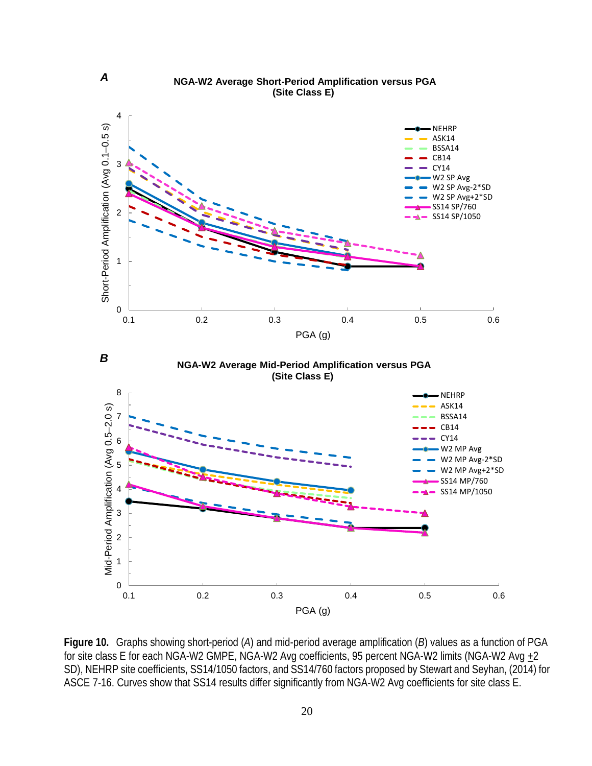**A**

**NGA-W2 Average Short-Period Amplification versus PGA (Site Class E)**

**B**

**NGA-W2 Average Mid-Period Amplification versus PGA (Site Class E)**

**Figure 10.** Graphs showing short-period (*A*) and mid-period average amplification (*B*) values as a function of PGA for site class E for each NGA-W2 GMPE, NGA-W2 Avg coefficients, 95 percent NGA-W2 limits (NGA-W2 Avg ±2 SD), NEHRP site coefficients, SS14/1050 factors, and SS14/760 factors proposed by Stewart and Seyhan, (2014) for ASCE 7-16. Curves show that SS14 results differ significantly from NGA-W2 Avg coefficients for site class E.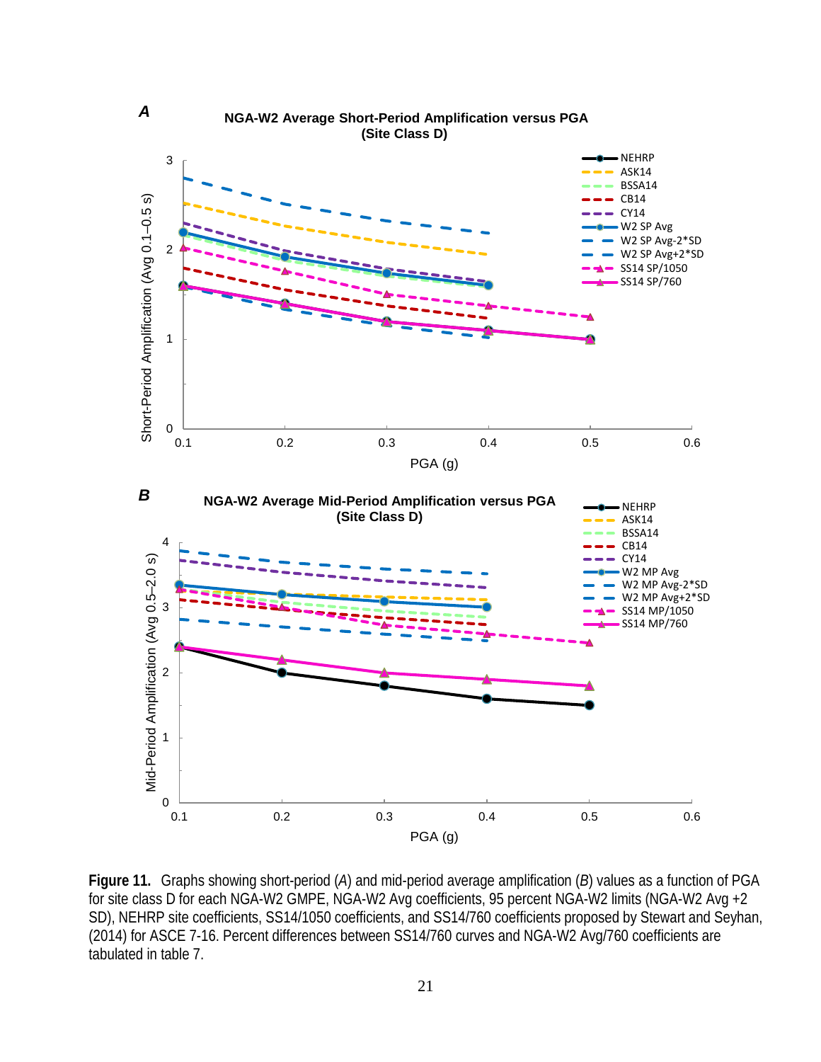**A**

**NGA-W2 Average Short-Period Amplification versus PGA (Site Class D)**

**B**

**NGA-W2 Average Mid-Period Amplification versus PGA (Site Class D)**

**Figure 11.** Graphs showing short-period (*A*) and mid-period average amplification (*B*) values as a function of PGA for site class D for each NGA-W2 GMPE, NGA-W2 Avg coefficients, 95 percent NGA-W2 limits (NGA-W2 Avg +2 SD), NEHRP site coefficients, SS14/1050 coefficients, and SS14/760 coefficients proposed by Stewart and Seyhan, (2014) for ASCE 7-16. Percent differences between SS14/760 curves and NGA-W2 Avg/760 coefficients are tabulated in table 7.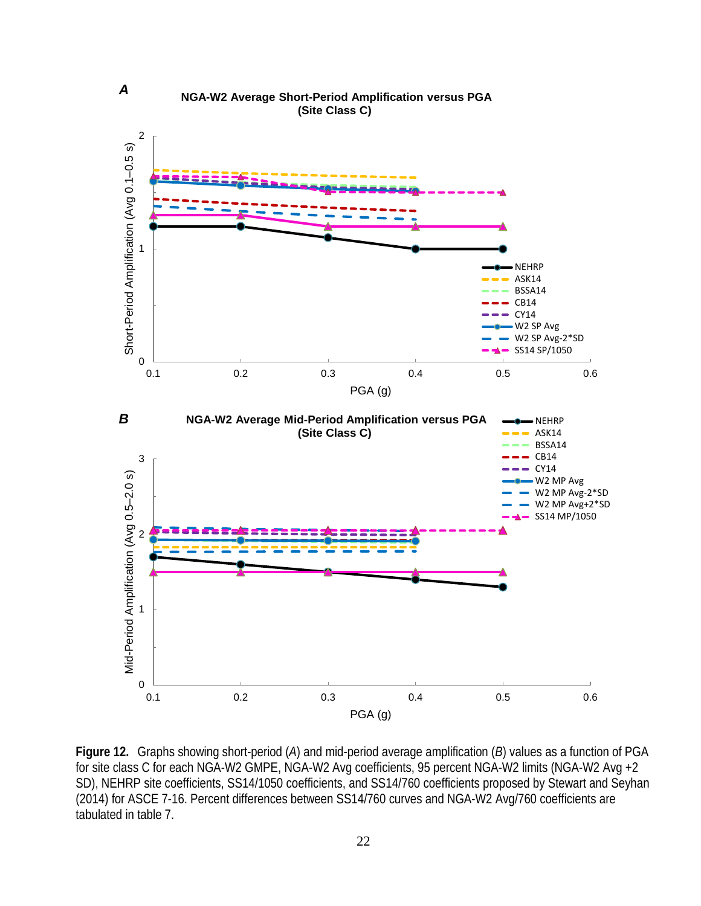**Figure 12.** Graphs showing short-period (*A*) and mid-period average amplification (*B*) values as a function of PGA for site class C for each NGA-W2 GMPE, NGA-W2 Avg coefficients, 95 percent NGA-W2 limits (NGA-W2 Avg +2 SD), NEHRP site coefficients, SS14/1050 coefficients, and SS14/760 coefficients proposed by Stewart and Seyhan (2014) for ASCE 7-16. Percent differences between SS14/760 curves and NGA-W2 Avg/760 coefficients are tabulated in table 7.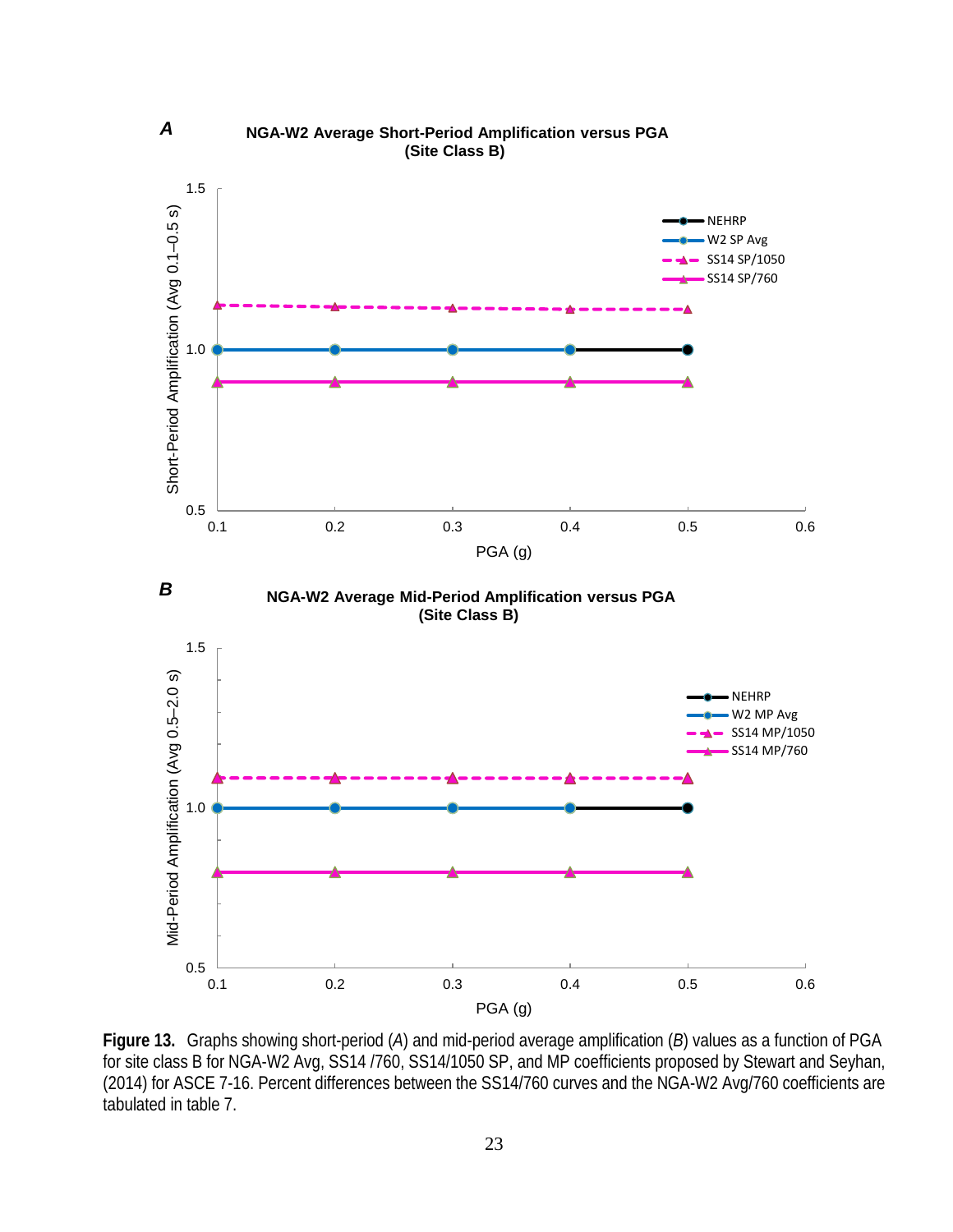**Figure 13.** Graphs showing short-period (*A*) and mid-period average amplification (*B*) values as a function of PGA for site class B for NGA-W2 Avg, SS14 /760, SS14/1050 SP, and MP coefficients proposed by Stewart and Seyhan, (2014) for ASCE 7-16. Percent differences between the SS14/760 curves and the NGA-W2 Avg/760 coefficients are tabulated in table 7.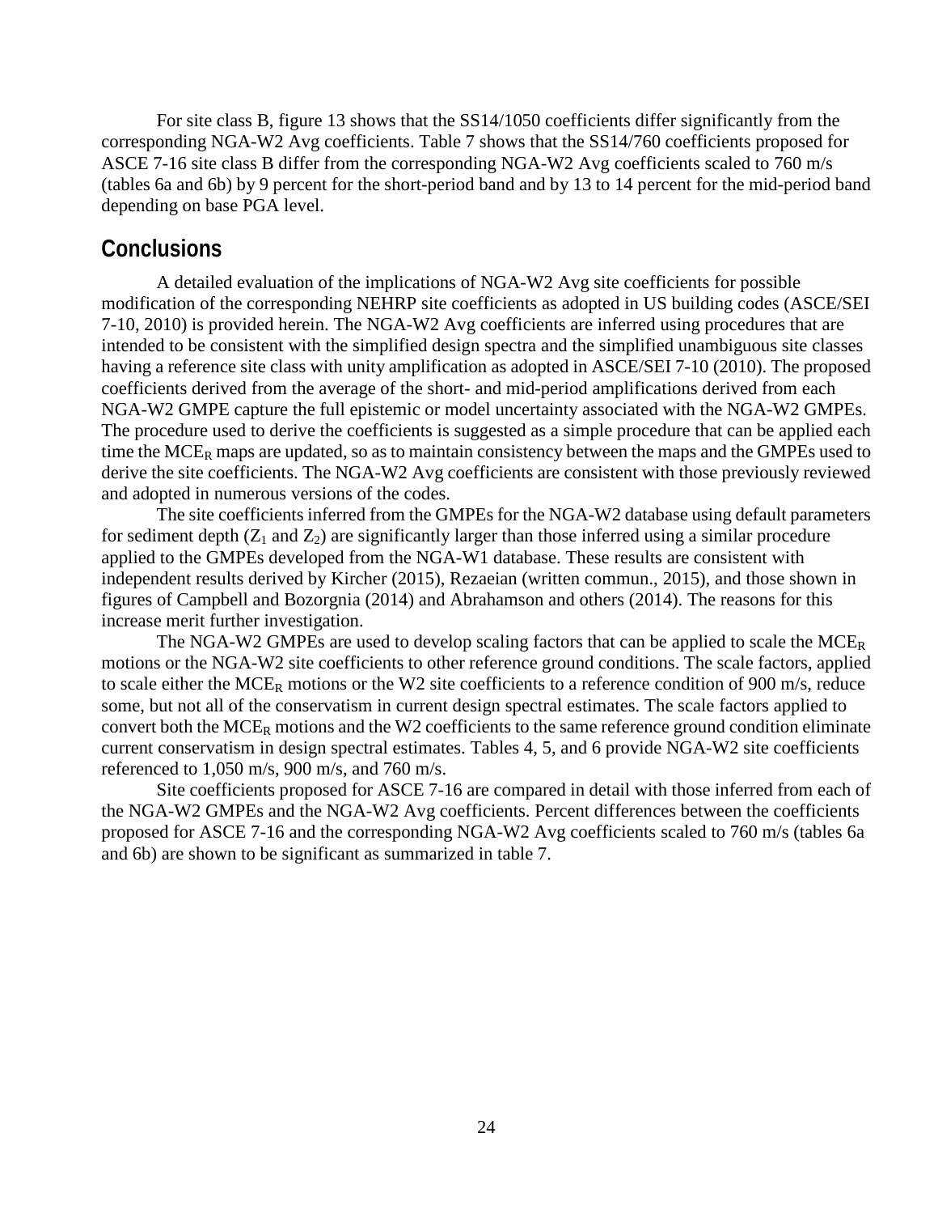For site class B, figure 13 shows that the SS14/1050 coefficients differ significantly from the corresponding NGA-W2 Avg coefficients. Table 7 shows that the SS14/760 coefficients proposed for ASCE 7-16 site class B differ from the corresponding NGA-W2 Avg coefficients scaled to 760 m/s (tables 6a and 6b) by 9 percent for the short-period band and by 13 to 14 percent for the mid-period band depending on base PGA level.

## Conclusions

A detailed evaluation of the implications of NGA-W2 Avg site coefficients for possible modification of the corresponding NEHRP site coefficients as adopted in US building codes (ASCE/SEI 7-10, 2010) is provided herein. The NGA-W2 Avg coefficients are inferred using procedures that are intended to be consistent with the simplified design spectra and the simplified unambiguous site classes having a reference site class with unity amplification as adopted in ASCE/SEI 7-10 (2010). The proposed coefficients derived from the average of the short- and mid-period amplifications derived from each NGA-W2 GMPE capture the full epistemic or model uncertainty associated with the NGA-W2 GMPEs. The procedure used to derive the coefficients is suggested as a simple procedure that can be applied each time the $MCE_R$ maps are updated, so as to maintain consistency between the maps and the GMPEs used to derive the site coefficients. The NGA-W2 Avg coefficients are consistent with those previously reviewed and adopted in numerous versions of the codes.

The site coefficients inferred from the GMPEs for the NGA-W2 database using default parameters for sediment depth ($Z_1$ and $Z_2$) are significantly larger than those inferred using a similar procedure applied to the GMPEs developed from the NGA-W1 database. These results are consistent with independent results derived by Kircher (2015), Rezaeian (written commun., 2015), and those shown in figures of Campbell and Bozorgnia (2014) and Abrahamson and others (2014). The reasons for this increase merit further investigation.

The NGA-W2 GMPEs are used to develop scaling factors that can be applied to scale the $MCE_R$ motions or the NGA-W2 site coefficients to other reference ground conditions. The scale factors, applied to scale either the $MCE_R$ motions or the W2 site coefficients to a reference condition of 900 m/s, reduce some, but not all of the conservatism in current design spectral estimates. The scale factors applied to convert both the $MCE_R$ motions and the W2 coefficients to the same reference ground condition eliminate current conservatism in design spectral estimates. Tables 4, 5, and 6 provide NGA-W2 site coefficients referenced to 1,050 m/s, 900 m/s, and 760 m/s.

Site coefficients proposed for ASCE 7-16 are compared in detail with those inferred from each of the NGA-W2 GMPEs and the NGA-W2 Avg coefficients. Percent differences between the coefficients proposed for ASCE 7-16 and the corresponding NGA-W2 Avg coefficients scaled to 760 m/s (tables 6a and 6b) are shown to be significant as summarized in table 7.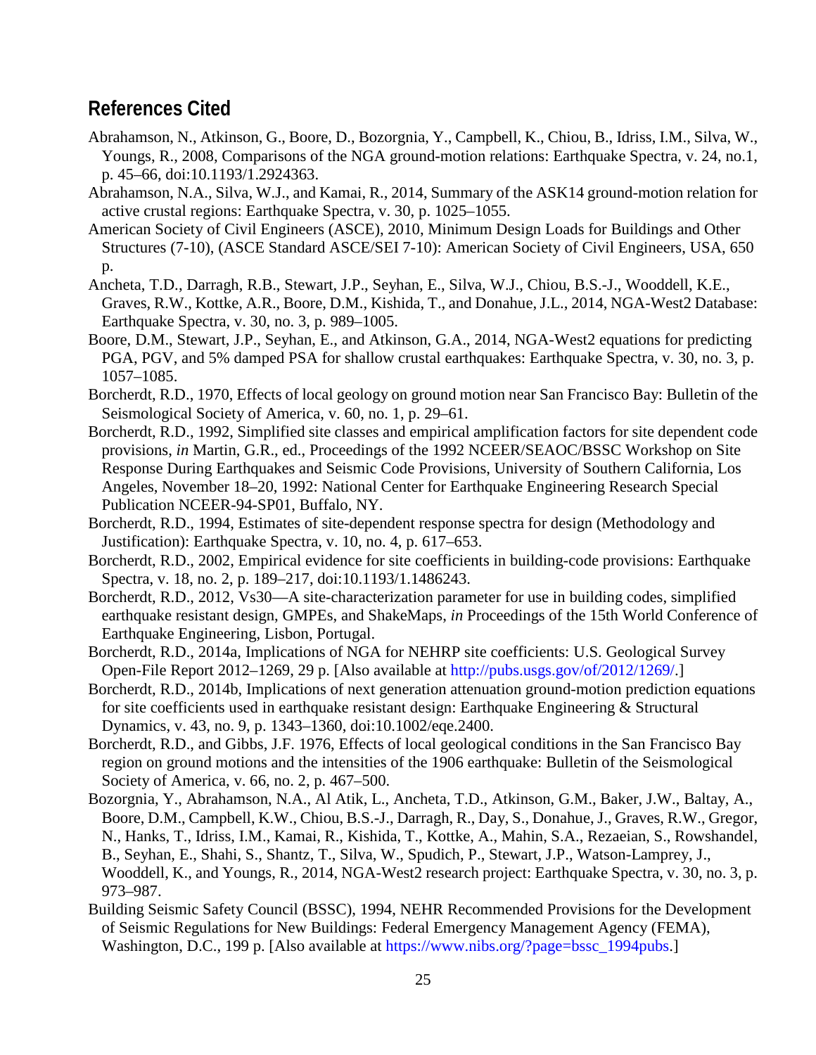## References Cited

Abrahamson, N., Atkinson, G., Boore, D., Bozorgnia, Y., Campbell, K., Chiou, B., Idriss, I.M., Silva, W., Youngs, R., 2008, Comparisons of the NGA ground-motion relations: Earthquake Spectra, v. 24, no.1, p. 45–66, doi:10.1193/1.2924363.

Abrahamson, N.A., Silva, W.J., and Kamai, R., 2014, Summary of the ASK14 ground-motion relation for active crustal regions: Earthquake Spectra, v. 30, p. 1025–1055.

American Society of Civil Engineers (ASCE), 2010, Minimum Design Loads for Buildings and Other Structures (7-10), (ASCE Standard ASCE/SEI 7-10): American Society of Civil Engineers, USA, 650 p.

Ancheta, T.D., Darragh, R.B., Stewart, J.P., Seyhan, E., Silva, W.J., Chiou, B.S.-J., Wooddell, K.E., Graves, R.W., Kottke, A.R., Boore, D.M., Kishida, T., and Donahue, J.L., 2014, NGA-West2 Database: Earthquake Spectra, v. 30, no. 3, p. 989–1005.

Boore, D.M., Stewart, J.P., Seyhan, E., and Atkinson, G.A., 2014, NGA-West2 equations for predicting PGA, PGV, and 5% damped PSA for shallow crustal earthquakes: Earthquake Spectra, v. 30, no. 3, p. 1057–1085.

Borcherdt, R.D., 1970, Effects of local geology on ground motion near San Francisco Bay: Bulletin of the Seismological Society of America, v. 60, no. 1, p. 29–61.

Borcherdt, R.D., 1992, Simplified site classes and empirical amplification factors for site dependent code provisions, *in* Martin, G.R., ed., Proceedings of the 1992 NCEER/SEAOC/BSSC Workshop on Site Response During Earthquakes and Seismic Code Provisions, University of Southern California, Los Angeles, November 18–20, 1992: National Center for Earthquake Engineering Research Special Publication NCEER-94-SP01, Buffalo, NY.

Borcherdt, R.D., 1994, Estimates of site-dependent response spectra for design (Methodology and Justification): Earthquake Spectra, v. 10, no. 4, p. 617–653.

Borcherdt, R.D., 2002, Empirical evidence for site coefficients in building-code provisions: Earthquake Spectra, v. 18, no. 2, p. 189–217, doi:10.1193/1.1486243.

Borcherdt, R.D., 2012, Vs30—A site-characterization parameter for use in building codes, simplified earthquake resistant design, GMPEs, and ShakeMaps, *in* Proceedings of the 15th World Conference of Earthquake Engineering, Lisbon, Portugal.

Borcherdt, R.D., 2014a, Implications of NGA for NEHRP site coefficients: U.S. Geological Survey Open-File Report 2012–1269, 29 p. [Also available at http://pubs.usgs.gov/of/2012/1269/.]

Borcherdt, R.D., 2014b, Implications of next generation attenuation ground-motion prediction equations for site coefficients used in earthquake resistant design: Earthquake Engineering & Structural Dynamics, v. 43, no. 9, p. 1343–1360, doi:10.1002/eqe.2400.

Borcherdt, R.D., and Gibbs, J.F. 1976, Effects of local geological conditions in the San Francisco Bay region on ground motions and the intensities of the 1906 earthquake: Bulletin of the Seismological Society of America, v. 66, no. 2, p. 467–500.

Bozorgnia, Y., Abrahamson, N.A., Al Atik, L., Ancheta, T.D., Atkinson, G.M., Baker, J.W., Baltay, A., Boore, D.M., Campbell, K.W., Chiou, B.S.-J., Darragh, R., Day, S., Donahue, J., Graves, R.W., Gregor, N., Hanks, T., Idriss, I.M., Kamai, R., Kishida, T., Kottke, A., Mahin, S.A., Rezaeian, S., Rowshandel, B., Seyhan, E., Shahi, S., Shantz, T., Silva, W., Spudich, P., Stewart, J.P., Watson-Lamprey, J., Wooddell, K., and Youngs, R., 2014, NGA-West2 research project: Earthquake Spectra, v. 30, no. 3, p. 973–987.

Building Seismic Safety Council (BSSC), 1994, NEHR Recommended Provisions for the Development of Seismic Regulations for New Buildings: Federal Emergency Management Agency (FEMA), Washington, D.C., 199 p. [Also available at https://www.nibs.org/?page=bssc_1994pubs.]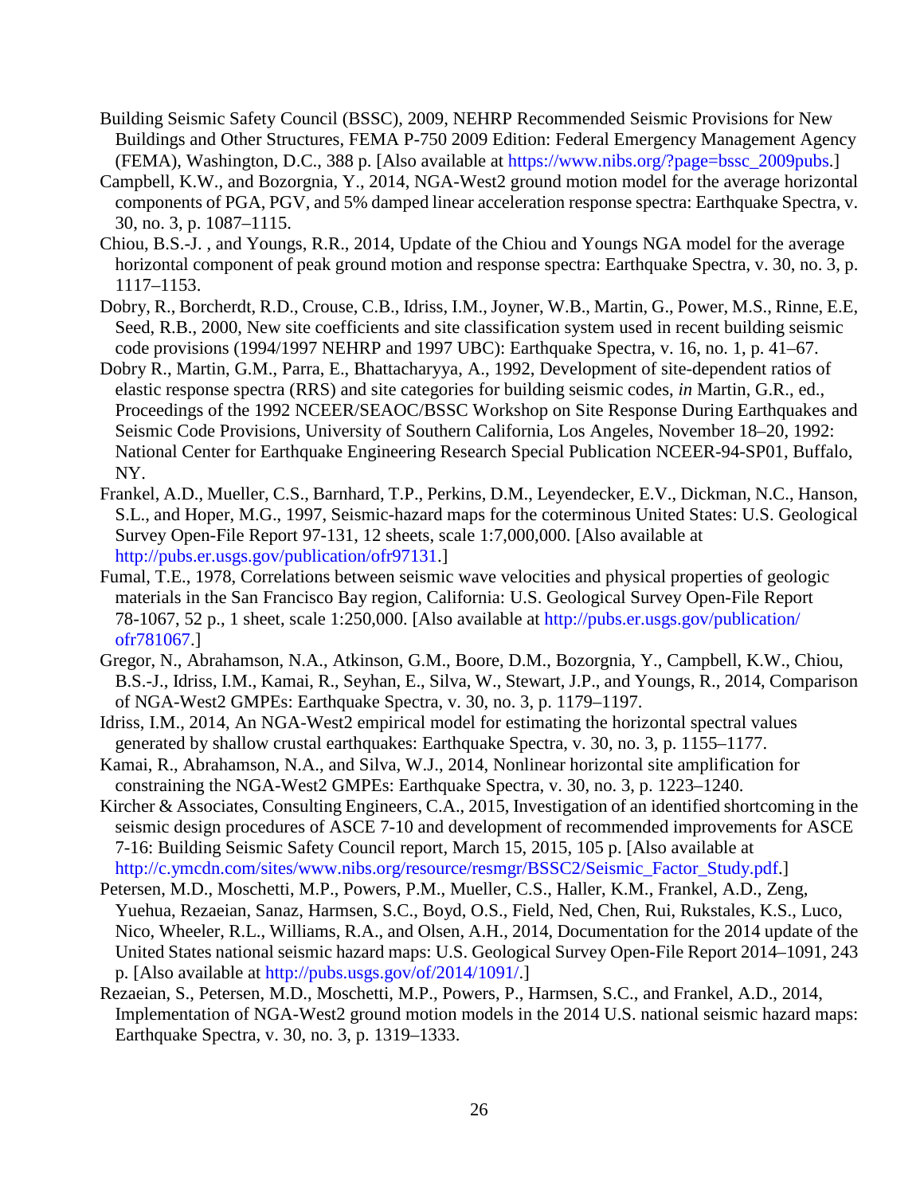Building Seismic Safety Council (BSSC), 2009, NEHRP Recommended Seismic Provisions for New Buildings and Other Structures, FEMA P-750 2009 Edition: Federal Emergency Management Agency (FEMA), Washington, D.C., 388 p. [Also available at https://www.nibs.org/?page=bssc_2009pubs.]

Campbell, K.W., and Bozorgnia, Y., 2014, NGA-West2 ground motion model for the average horizontal components of PGA, PGV, and 5% damped linear acceleration response spectra: Earthquake Spectra, v. 30, no. 3, p. 1087–1115.

Chiou, B.S.-J. , and Youngs, R.R., 2014, Update of the Chiou and Youngs NGA model for the average horizontal component of peak ground motion and response spectra: Earthquake Spectra, v. 30, no. 3, p. 1117–1153.

Dobry, R., Borcherdt, R.D., Crouse, C.B., Idriss, I.M., Joyner, W.B., Martin, G., Power, M.S., Rinne, E.E, Seed, R.B., 2000, New site coefficients and site classification system used in recent building seismic code provisions (1994/1997 NEHRP and 1997 UBC): Earthquake Spectra, v. 16, no. 1, p. 41–67.

Dobry R., Martin, G.M., Parra, E., Bhattacharyya, A., 1992, Development of site-dependent ratios of elastic response spectra (RRS) and site categories for building seismic codes, *in* Martin, G.R., ed., Proceedings of the 1992 NCEER/SEAOC/BSSC Workshop on Site Response During Earthquakes and Seismic Code Provisions, University of Southern California, Los Angeles, November 18–20, 1992: National Center for Earthquake Engineering Research Special Publication NCEER-94-SP01, Buffalo, NY.

Frankel, A.D., Mueller, C.S., Barnhard, T.P., Perkins, D.M., Leyendecker, E.V., Dickman, N.C., Hanson, S.L., and Hoper, M.G., 1997, Seismic-hazard maps for the coterminous United States: U.S. Geological Survey Open-File Report 97-131, 12 sheets, scale 1:7,000,000. [Also available at http://pubs.er.usgs.gov/publication/ofr97131.]

Fumal, T.E., 1978, Correlations between seismic wave velocities and physical properties of geologic materials in the San Francisco Bay region, California: U.S. Geological Survey Open-File Report 78-1067, 52 p., 1 sheet, scale 1:250,000. [Also available at http://pubs.er.usgs.gov/publication/ofr781067.]

Gregor, N., Abrahamson, N.A., Atkinson, G.M., Boore, D.M., Bozorgnia, Y., Campbell, K.W., Chiou, B.S.-J., Idriss, I.M., Kamai, R., Seyhan, E., Silva, W., Stewart, J.P., and Youngs, R., 2014, Comparison of NGA-West2 GMPEs: Earthquake Spectra, v. 30, no. 3, p. 1179–1197.

Idriss, I.M., 2014, An NGA-West2 empirical model for estimating the horizontal spectral values generated by shallow crustal earthquakes: Earthquake Spectra, v. 30, no. 3, p. 1155–1177.

Kamai, R., Abrahamson, N.A., and Silva, W.J., 2014, Nonlinear horizontal site amplification for constraining the NGA-West2 GMPEs: Earthquake Spectra, v. 30, no. 3, p. 1223–1240.

Kircher & Associates, Consulting Engineers, C.A., 2015, Investigation of an identified shortcoming in the seismic design procedures of ASCE 7-10 and development of recommended improvements for ASCE 7-16: Building Seismic Safety Council report, March 15, 2015, 105 p. [Also available at http://c.ymcdn.com/sites/www.nibs.org/resource/resmgr/BSSC2/Seismic_Factor_Study.pdf.]

Petersen, M.D., Moschetti, M.P., Powers, P.M., Mueller, C.S., Haller, K.M., Frankel, A.D., Zeng, Yuehua, Rezaeian, Sanaz, Harmsen, S.C., Boyd, O.S., Field, Ned, Chen, Rui, Rukstales, K.S., Luco, Nico, Wheeler, R.L., Williams, R.A., and Olsen, A.H., 2014, Documentation for the 2014 update of the United States national seismic hazard maps: U.S. Geological Survey Open-File Report 2014–1091, 243 p. [Also available at http://pubs.usgs.gov/of/2014/1091/.]

Rezaeian, S., Petersen, M.D., Moschetti, M.P., Powers, P., Harmsen, S.C., and Frankel, A.D., 2014, Implementation of NGA-West2 ground motion models in the 2014 U.S. national seismic hazard maps: Earthquake Spectra, v. 30, no. 3, p. 1319–1333.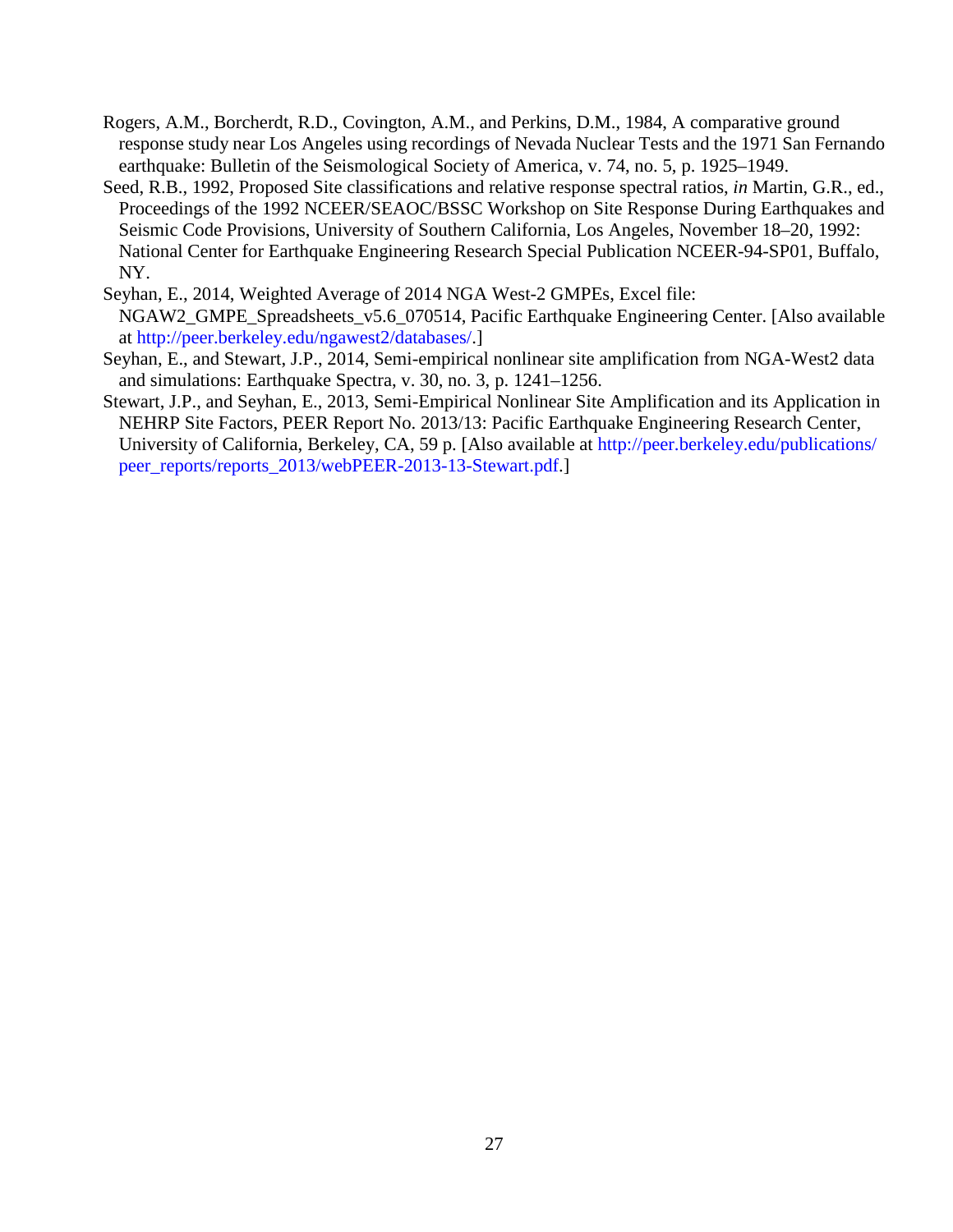Rogers, A.M., Borcherdt, R.D., Covington, A.M., and Perkins, D.M., 1984, A comparative ground response study near Los Angeles using recordings of Nevada Nuclear Tests and the 1971 San Fernando earthquake: Bulletin of the Seismological Society of America, v. 74, no. 5, p. 1925–1949.

Seed, R.B., 1992, Proposed Site classifications and relative response spectral ratios, *in* Martin, G.R., ed., Proceedings of the 1992 NCEER/SEAOC/BSSC Workshop on Site Response During Earthquakes and Seismic Code Provisions, University of Southern California, Los Angeles, November 18–20, 1992: National Center for Earthquake Engineering Research Special Publication NCEER-94-SP01, Buffalo, NY.

Seyhan, E., 2014, Weighted Average of 2014 NGA West-2 GMPEs, Excel file: NGAW2_GMPE_Spreadsheets_v5.6_070514, Pacific Earthquake Engineering Center. [Also available at http://peer.berkeley.edu/ngawest2/databases/.]

Seyhan, E., and Stewart, J.P., 2014, Semi-empirical nonlinear site amplification from NGA-West2 data and simulations: Earthquake Spectra, v. 30, no. 3, p. 1241–1256.

Stewart, J.P., and Seyhan, E., 2013, Semi-Empirical Nonlinear Site Amplification and its Application in NEHRP Site Factors, PEER Report No. 2013/13: Pacific Earthquake Engineering Research Center, University of California, Berkeley, CA, 59 p. [Also available at http://peer.berkeley.edu/publications/peer_reports/reports_2013/webPEER-2013-13-Stewart.pdf.]